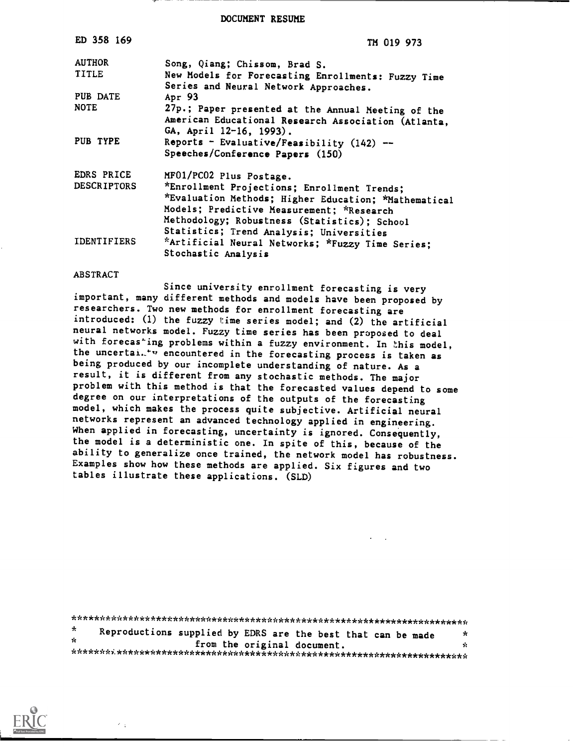DOCUMENT RESUME

| | |
|---|---|
| ED 358 169 | TM 019 973 |
| AUTHOR | Song, Qiang; Chissom, Brad S. |
| TITLE | New Models for Forecasting Enrollments: Fuzzy Time Series and Neural Network Approaches. |
| PUB DATE | Apr 93 |
| NOTE | 27p.; Paper presented at the Annual Meeting of the American Educational Research Association (Atlanta, GA, April 12-16, 1993). |
| PUB TYPE | Reports - Evaluative/Feasibility (142) -- Speeches/Conference Papers (150) |
| EDRS PRICE | MF01/PC02 Plus Postage. |
| DESCRIPTORS | *Enrollment Projections; Enrollment Trends; *Evaluation Methods; Higher Education; *Mathematical Models; Predictive Measurement; *Research Methodology; Robustness (Statistics); School Statistics; Trend Analysis; Universities |
| IDENTIFIERS | *Artificial Neural Networks; *Fuzzy Time Series; Stochastic Analysis |

ABSTRACT

Since university enrollment forecasting is very important, many different methods and models have been proposed by researchers. Two new methods for enrollment forecasting are introduced: (1) the fuzzy time series model; and (2) the artificial neural networks model. Fuzzy time series has been proposed to deal with forecasting problems within a fuzzy environment. In this model, the uncertainty encountered in the forecasting process is taken as being produced by our incomplete understanding of nature. As a result, it is different from any stochastic methods. The major problem with this method is that the forecasted values depend to some degree on our interpretations of the outputs of the forecasting model, which makes the process quite subjective. Artificial neural networks represent an advanced technology applied in engineering. When applied in forecasting, uncertainty is ignored. Consequently, the model is a deterministic one. In spite of this, because of the ability to generalize once trained, the network model has robustness. Examples show how these methods are applied. Six figures and two tables illustrate these applications. (SLD)

***********************************************************************
* Reproductions supplied by EDRS are the best that can be made *
* from the original document. *
***********************************************************************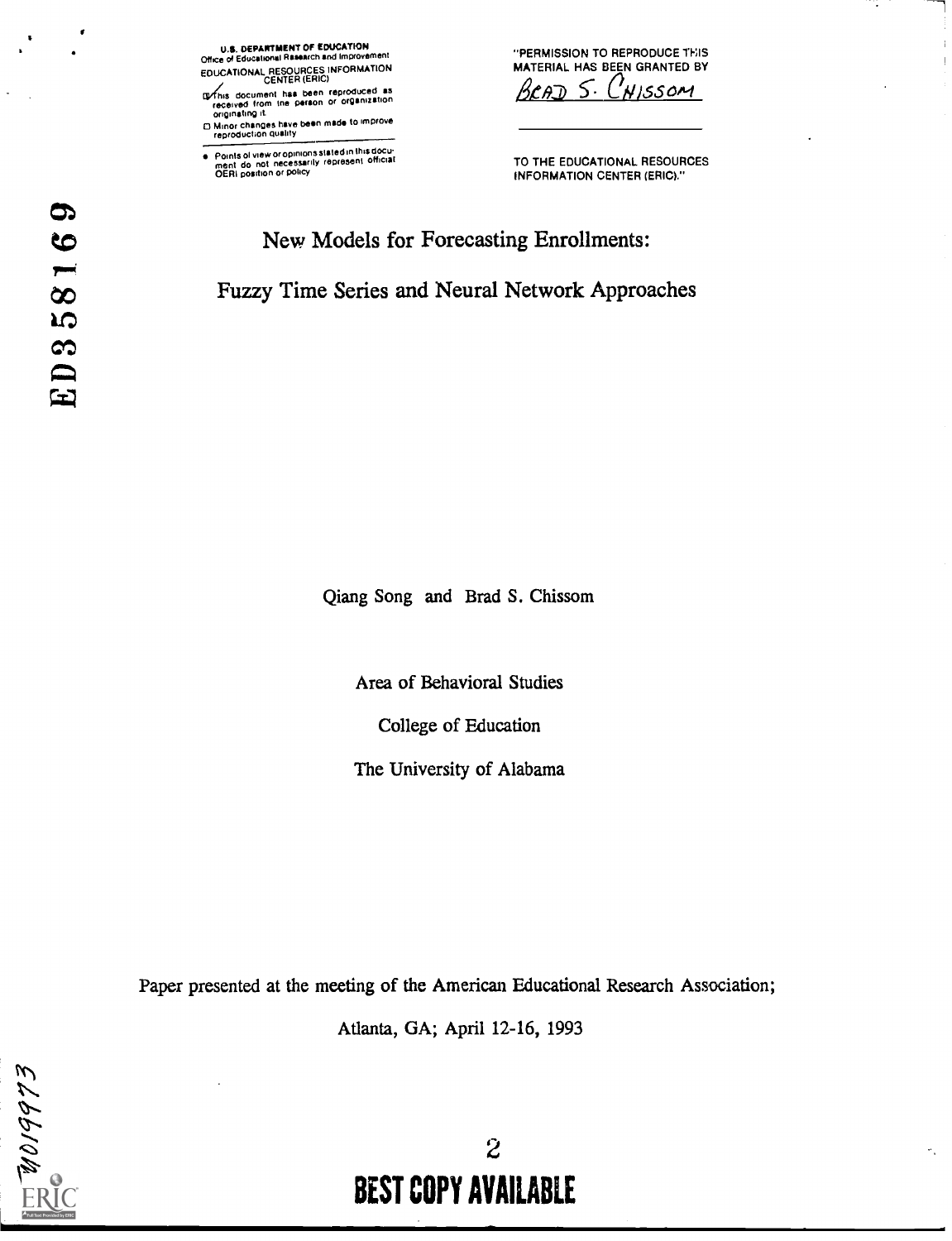U.S. DEPARTMENT OF EDUCATION
Office of Educational Research and Improvement
EDUCATIONAL RESOURCES INFORMATION CENTER (ERIC)

☑ This document has been reproduced as received from the person or organization originating it.

☐ Minor changes have been made to improve reproduction quality

• Points of view or opinions stated in this document do not necessarily represent official OERI position or policy

"PERMISSION TO REPRODUCE THIS MATERIAL HAS BEEN GRANTED BY

Brad S. Chissom

TO THE EDUCATIONAL RESOURCES INFORMATION CENTER (ERIC)."

ED358169

# New Models for Forecasting Enrollments:

# Fuzzy Time Series and Neural Network Approaches

Qiang Song and Brad S. Chissom

Area of Behavioral Studies

College of Education

The University of Alabama

Paper presented at the meeting of the American Educational Research Association;

Atlanta, GA; April 12-16, 1993

TM019973

BEST COPY AVAILABLE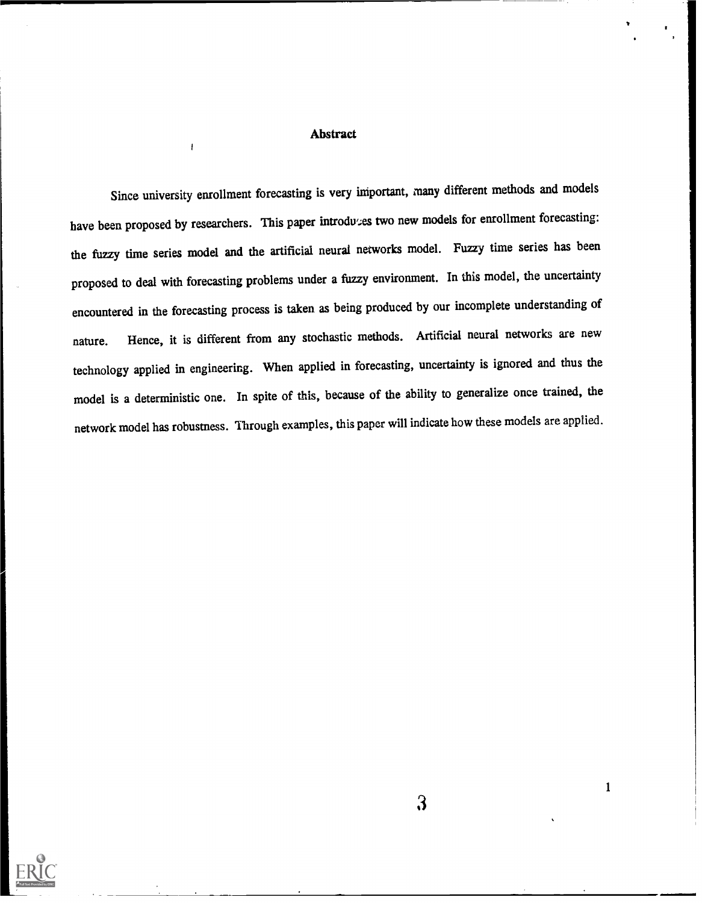## Abstract

Since university enrollment forecasting is very important, many different methods and models have been proposed by researchers. This paper introduces two new models for enrollment forecasting: the fuzzy time series model and the artificial neural networks model. Fuzzy time series has been proposed to deal with forecasting problems under a fuzzy environment. In this model, the uncertainty encountered in the forecasting process is taken as being produced by our incomplete understanding of nature. Hence, it is different from any stochastic methods. Artificial neural networks are new technology applied in engineering. When applied in forecasting, uncertainty is ignored and thus the model is a deterministic one. In spite of this, because of the ability to generalize once trained, the network model has robustness. Through examples, this paper will indicate how these models are applied.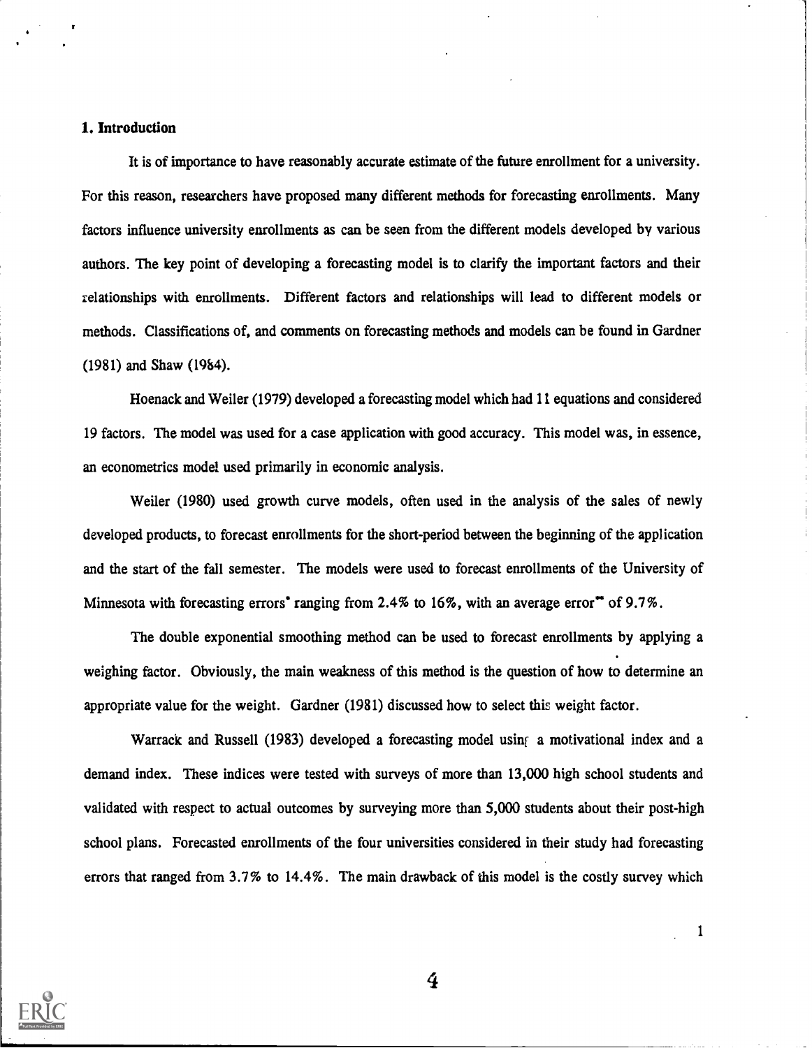## 1. Introduction

It is of importance to have reasonably accurate estimate of the future enrollment for a university. For this reason, researchers have proposed many different methods for forecasting enrollments. Many factors influence university enrollments as can be seen from the different models developed by various authors. The key point of developing a forecasting model is to clarify the important factors and their relationships with enrollments. Different factors and relationships will lead to different models or methods. Classifications of, and comments on forecasting methods and models can be found in Gardner (1981) and Shaw (1984).

Hoenack and Weiler (1979) developed a forecasting model which had 11 equations and considered 19 factors. The model was used for a case application with good accuracy. This model was, in essence, an econometrics model used primarily in economic analysis.

Weiler (1980) used growth curve models, often used in the analysis of the sales of newly developed products, to forecast enrollments for the short-period between the beginning of the application and the start of the fall semester. The models were used to forecast enrollments of the University of Minnesota with forecasting errors* ranging from 2.4% to 16%, with an average error** of 9.7%.

The double exponential smoothing method can be used to forecast enrollments by applying a weighing factor. Obviously, the main weakness of this method is the question of how to determine an appropriate value for the weight. Gardner (1981) discussed how to select this weight factor.

Warrack and Russell (1983) developed a forecasting model using a motivational index and a demand index. These indices were tested with surveys of more than 13,000 high school students and validated with respect to actual outcomes by surveying more than 5,000 students about their post-high school plans. Forecasted enrollments of the four universities considered in their study had forecasting errors that ranged from 3.7% to 14.4%. The main drawback of this model is the costly survey which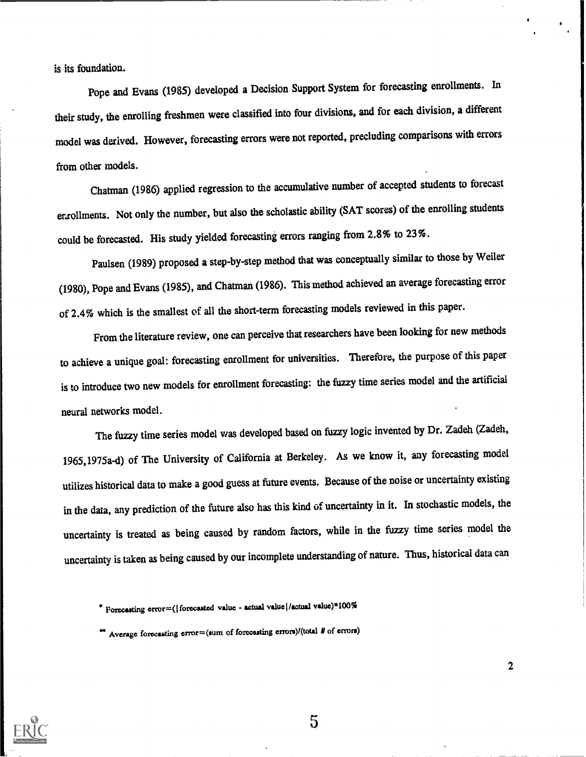is its foundation.

Pope and Evans (1985) developed a Decision Support System for forecasting enrollments. In their study, the enrolling freshmen were classified into four divisions, and for each division, a different model was derived. However, forecasting errors were not reported, precluding comparisons with errors from other models.

Chatman (1986) applied regression to the accumulative number of accepted students to forecast enrollments. Not only the number, but also the scholastic ability (SAT scores) of the enrolling students could be forecasted. His study yielded forecasting errors ranging from 2.8% to 23%.

Paulsen (1989) proposed a step-by-step method that was conceptually similar to those by Weiler (1980), Pope and Evans (1985), and Chatman (1986). This method achieved an average forecasting error of 2.4% which is the smallest of all the short-term forecasting models reviewed in this paper.

From the literature review, one can perceive that researchers have been looking for new methods to achieve a unique goal: forecasting enrollment for universities. Therefore, the purpose of this paper is to introduce two new models for enrollment forecasting: the fuzzy time series model and the artificial neural networks model.

The fuzzy time series model was developed based on fuzzy logic invented by Dr. Zadeh (Zadeh, 1965,1975a-d) of The University of California at Berkeley. As we know it, any forecasting model utilizes historical data to make a good guess at future events. Because of the noise or uncertainty existing in the data, any prediction of the future also has this kind of uncertainty in it. In stochastic models, the uncertainty is treated as being caused by random factors, while in the fuzzy time series model the uncertainty is taken as being caused by our incomplete understanding of nature. Thus, historical data can

\* Forecasting error=(|forecasted value - actual value|/actual value)*100%

\*\* Average forecasting error=(sum of forecasting errors)/(total # of errors)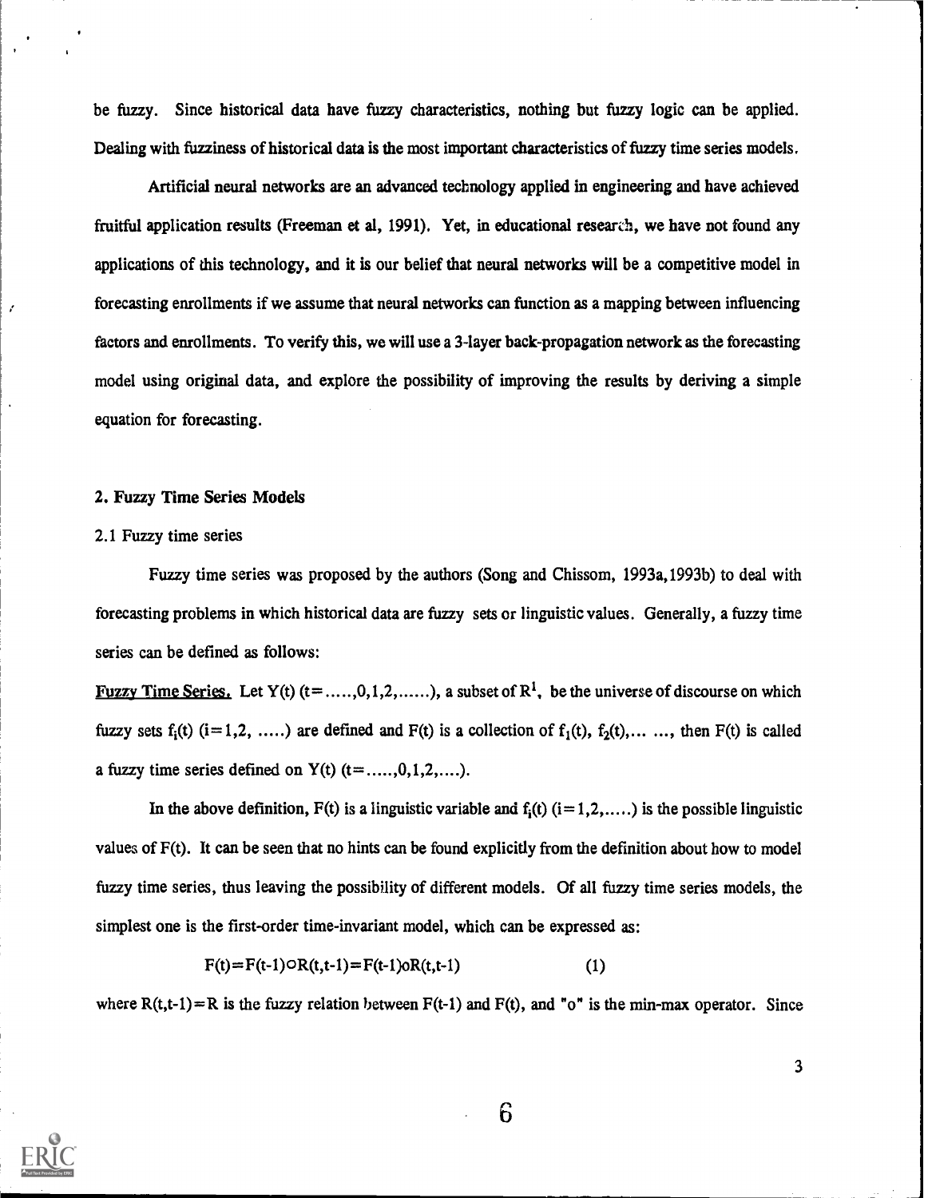be fuzzy. Since historical data have fuzzy characteristics, nothing but fuzzy logic can be applied. Dealing with fuzziness of historical data is the most important characteristics of fuzzy time series models.

Artificial neural networks are an advanced technology applied in engineering and have achieved fruitful application results (Freeman et al, 1991). Yet, in educational research, we have not found any applications of this technology, and it is our belief that neural networks will be a competitive model in forecasting enrollments if we assume that neural networks can function as a mapping between influencing factors and enrollments. To verify this, we will use a 3-layer back-propagation network as the forecasting model using original data, and explore the possibility of improving the results by deriving a simple equation for forecasting.

## 2. Fuzzy Time Series Models

### 2.1 Fuzzy time series

Fuzzy time series was proposed by the authors (Song and Chissom, 1993a, 1993b) to deal with forecasting problems in which historical data are fuzzy sets or linguistic values. Generally, a fuzzy time series can be defined as follows:

Fuzzy Time Series. Let $Y(t)$ ($t = \ldots\ldots, 0, 1, 2, \ldots\ldots$), a subset of $R^1$, be the universe of discourse on which fuzzy sets $f_i(t)$ ($i = 1, 2, \ldots\ldots$) are defined and $F(t)$ is a collection of $f_1(t)$, $f_2(t)$, ... ..., then $F(t)$ is called a fuzzy time series defined on $Y(t)$ ($t = \ldots\ldots, 0, 1, 2, \ldots\ldots$).

In the above definition, $F(t)$ is a linguistic variable and $f_i(t)$ ($i = 1, 2, \ldots\ldots$) is the possible linguistic values of $F(t)$. It can be seen that no hints can be found explicitly from the definition about how to model fuzzy time series, thus leaving the possibility of different models. Of all fuzzy time series models, the simplest one is the first-order time-invariant model, which can be expressed as:

$$F(t) = F(t-1) \circ R(t,t-1) = F(t-1) \circ R(t,t-1) \qquad (1)$$

where $R(t,t-1) = R$ is the fuzzy relation between $F(t-1)$ and $F(t)$, and "o" is the min-max operator. Since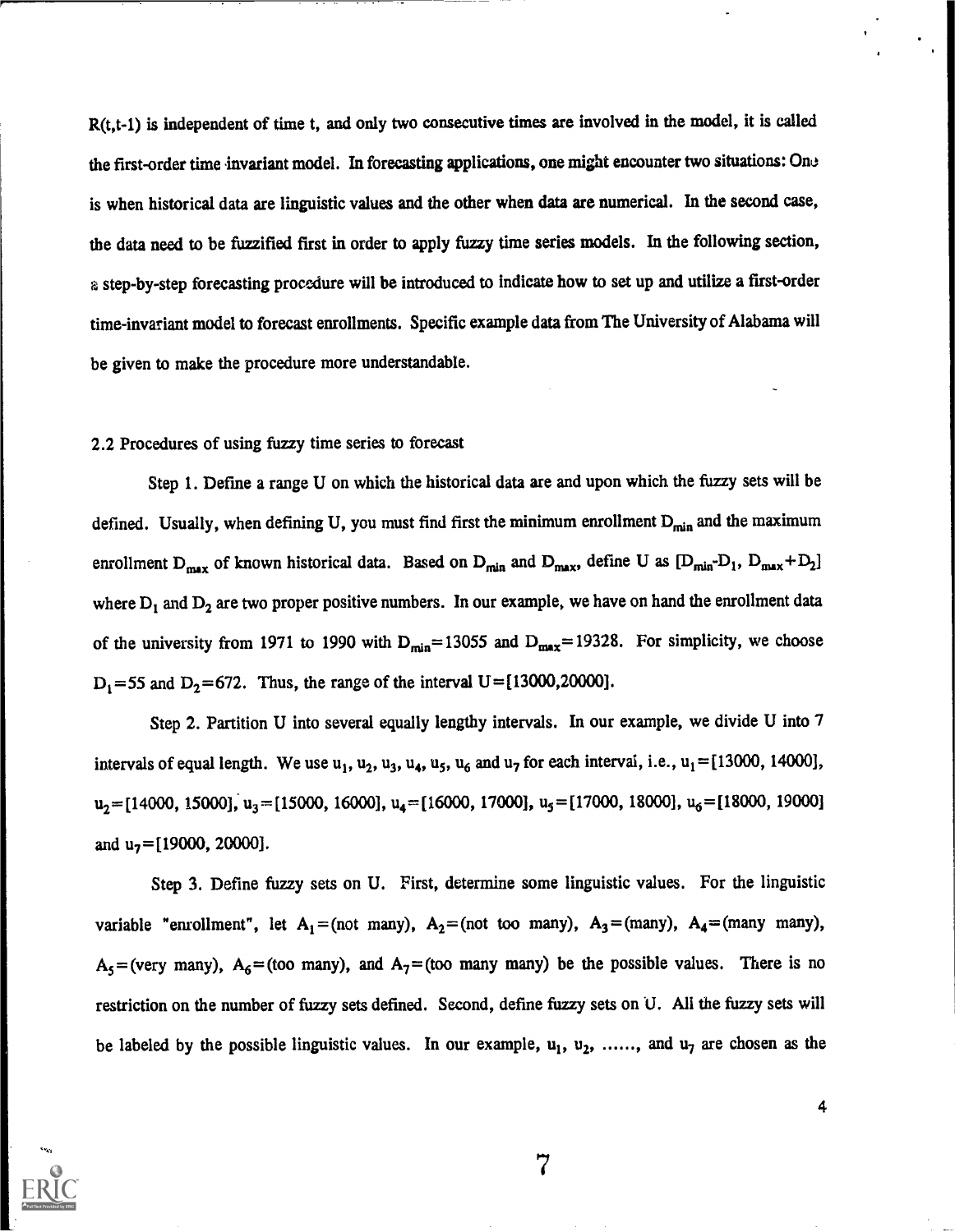R(t,t-1) is independent of time t, and only two consecutive times are involved in the model, it is called the first-order time invariant model. In forecasting applications, one might encounter two situations: One is when historical data are linguistic values and the other when data are numerical. In the second case, the data need to be fuzzified first in order to apply fuzzy time series models. In the following section, a step-by-step forecasting procedure will be introduced to indicate how to set up and utilize a first-order time-invariant model to forecast enrollments. Specific example data from The University of Alabama will be given to make the procedure more understandable.

2.2 Procedures of using fuzzy time series to forecast

Step 1. Define a range U on which the historical data are and upon which the fuzzy sets will be defined. Usually, when defining U, you must find first the minimum enrollment $D_{min}$ and the maximum enrollment $D_{max}$ of known historical data. Based on $D_{min}$ and $D_{max}$, define U as $[D_{min}-D_1, D_{max}+D_2]$ where $D_1$ and $D_2$ are two proper positive numbers. In our example, we have on hand the enrollment data of the university from 1971 to 1990 with $D_{min}=13055$ and $D_{max}=19328$. For simplicity, we choose $D_1=55$ and $D_2=672$. Thus, the range of the interval $U=[13000,20000]$.

Step 2. Partition U into several equally lengthy intervals. In our example, we divide U into 7 intervals of equal length. We use $u_1$, $u_2$, $u_3$, $u_4$, $u_5$, $u_6$ and $u_7$ for each interval, i.e., $u_1=[13000, 14000]$, $u_2=[14000, 15000]$, $u_3=[15000, 16000]$, $u_4=[16000, 17000]$, $u_5=[17000, 18000]$, $u_6=[18000, 19000]$ and $u_7=[19000, 20000]$.

Step 3. Define fuzzy sets on U. First, determine some linguistic values. For the linguistic variable "enrollment", let $A_1$=(not many), $A_2$=(not too many), $A_3$=(many), $A_4$=(many many), $A_5$=(very many), $A_6$=(too many), and $A_7$=(too many many) be the possible values. There is no restriction on the number of fuzzy sets defined. Second, define fuzzy sets on U. All the fuzzy sets will be labeled by the possible linguistic values. In our example, $u_1$, $u_2$, ......, and $u_7$ are chosen as the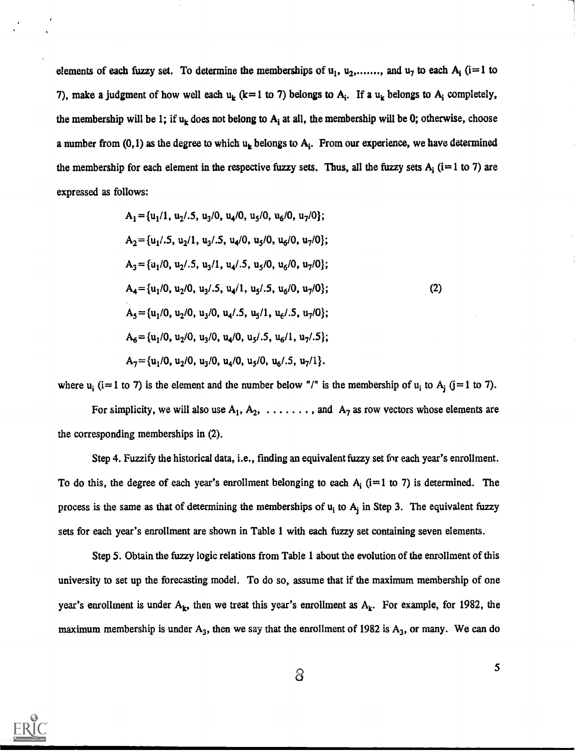elements of each fuzzy set. To determine the memberships of $u_1$, $u_2$,......., and $u_7$ to each $A_i$ (i=1 to 7), make a judgment of how well each $u_k$ (k=1 to 7) belongs to $A_i$. If a $u_k$ belongs to $A_i$ completely, the membership will be 1; if $u_k$ does not belong to $A_i$ at all, the membership will be 0; otherwise, choose a number from (0,1) as the degree to which $u_k$ belongs to $A_i$. From our experience, we have determined the membership for each element in the respective fuzzy sets. Thus, all the fuzzy sets $A_i$ (i=1 to 7) are expressed as follows:

$$
\begin{aligned}
A_1 &= \{u_1/1,\ u_2/.5,\ u_3/0,\ u_4/0,\ u_5/0,\ u_6/0,\ u_7/0\}; \\
A_2 &= \{u_1/.5,\ u_2/1,\ u_3/.5,\ u_4/0,\ u_5/0,\ u_6/0,\ u_7/0\}; \\
A_3 &= \{u_1/0,\ u_2/.5,\ u_3/1,\ u_4/.5,\ u_5/0,\ u_6/0,\ u_7/0\}; \\
A_4 &= \{u_1/0,\ u_2/0,\ u_3/.5,\ u_4/1,\ u_5/.5,\ u_6/0,\ u_7/0\}; \qquad (2) \\
A_5 &= \{u_1/0,\ u_2/0,\ u_3/0,\ u_4/.5,\ u_5/1,\ u_6/.5,\ u_7/0\}; \\
A_6 &= \{u_1/0,\ u_2/0,\ u_3/0,\ u_4/0,\ u_5/.5,\ u_6/1,\ u_7/.5\}; \\
A_7 &= \{u_1/0,\ u_2/0,\ u_3/0,\ u_4/0,\ u_5/0,\ u_6/.5,\ u_7/1\}.
\end{aligned}
$$

where $u_i$ (i=1 to 7) is the element and the number below "/" is the membership of $u_i$ to $A_j$ (j=1 to 7).

For simplicity, we will also use $A_1$, $A_2$, ........, and $A_7$ as row vectors whose elements are the corresponding memberships in (2).

Step 4. Fuzzify the historical data, i.e., finding an equivalent fuzzy set for each year's enrollment. To do this, the degree of each year's enrollment belonging to each $A_i$ (i=1 to 7) is determined. The process is the same as that of determining the memberships of $u_i$ to $A_j$ in Step 3. The equivalent fuzzy sets for each year's enrollment are shown in Table 1 with each fuzzy set containing seven elements.

Step 5. Obtain the fuzzy logic relations from Table 1 about the evolution of the enrollment of this university to set up the forecasting model. To do so, assume that if the maximum membership of one year's enrollment is under $A_k$, then we treat this year's enrollment as $A_k$. For example, for 1982, the maximum membership is under $A_3$, then we say that the enrollment of 1982 is $A_3$, or many. We can do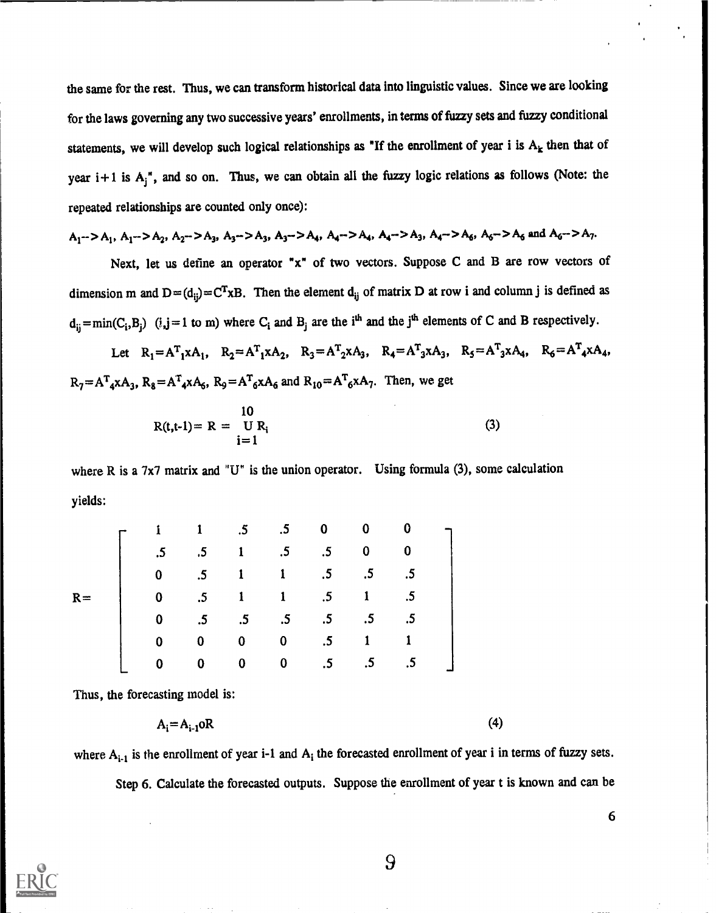the same for the rest. Thus, we can transform historical data into linguistic values. Since we are looking for the laws governing any two successive years' enrollments, in terms of fuzzy sets and fuzzy conditional statements, we will develop such logical relationships as "If the enrollment of year i is $A_k$ then that of year i+1 is $A_j$", and so on. Thus, we can obtain all the fuzzy logic relations as follows (Note: the repeated relationships are counted only once):

$A_1 \rightarrow A_1$, $A_1 \rightarrow A_2$, $A_2 \rightarrow A_3$, $A_3 \rightarrow A_3$, $A_3 \rightarrow A_4$, $A_4 \rightarrow A_4$, $A_4 \rightarrow A_3$, $A_4 \rightarrow A_6$, $A_6 \rightarrow A_6$ and $A_6 \rightarrow A_7$.

Next, let us define an operator "x" of two vectors. Suppose C and B are row vectors of dimension m and $D=(d_{ij})=C^T x B$. Then the element $d_{ij}$ of matrix D at row i and column j is defined as $d_{ij}=\min(C_i,B_j)$ (i,j=1 to m) where $C_i$ and $B_j$ are the $i^{th}$ and the $j^{th}$ elements of C and B respectively.

Let $R_1=A^T{}_1 x A_1$, $R_2=A^T{}_1 x A_2$, $R_3=A^T{}_2 x A_3$, $R_4=A^T{}_3 x A_3$, $R_5=A^T{}_3 x A_4$, $R_6=A^T{}_4 x A_4$, $R_7=A^T{}_4 x A_3$, $R_8=A^T{}_4 x A_6$, $R_9=A^T{}_6 x A_6$ and $R_{10}=A^T{}_6 x A_7$. Then, we get

$$R(t,t-1) = R = \bigcup_{i=1}^{10} R_i \tag{3}$$

where R is a 7x7 matrix and "U" is the union operator. Using formula (3), some calculation yields:

$$R = \begin{bmatrix} 1 & 1 & .5 & .5 & 0 & 0 & 0 \\ .5 & .5 & 1 & .5 & .5 & 0 & 0 \\ 0 & .5 & 1 & 1 & .5 & .5 & .5 \\ 0 & .5 & 1 & 1 & .5 & 1 & .5 \\ 0 & .5 & .5 & .5 & .5 & .5 & .5 \\ 0 & 0 & 0 & 0 & .5 & 1 & 1 \\ 0 & 0 & 0 & 0 & .5 & .5 & .5 \end{bmatrix}$$

Thus, the forecasting model is:

$$A_i = A_{i-1} o R \tag{4}$$

where $A_{i-1}$ is the enrollment of year i-1 and $A_i$ the forecasted enrollment of year i in terms of fuzzy sets.

Step 6. Calculate the forecasted outputs. Suppose the enrollment of year t is known and can be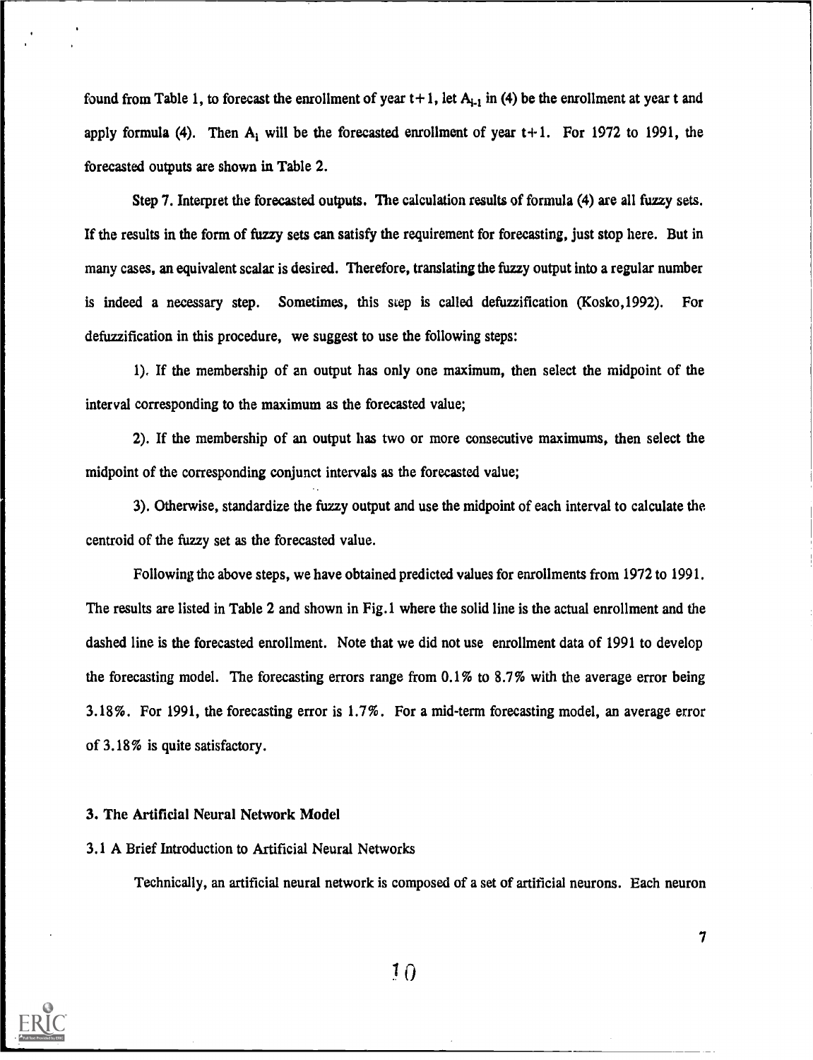found from Table 1, to forecast the enrollment of year t+1, let $A_{i-1}$ in (4) be the enrollment at year t and apply formula (4). Then $A_i$ will be the forecasted enrollment of year t+1. For 1972 to 1991, the forecasted outputs are shown in Table 2.

Step 7. Interpret the forecasted outputs. The calculation results of formula (4) are all fuzzy sets. If the results in the form of fuzzy sets can satisfy the requirement for forecasting, just stop here. But in many cases, an equivalent scalar is desired. Therefore, translating the fuzzy output into a regular number is indeed a necessary step. Sometimes, this step is called defuzzification (Kosko,1992). For defuzzification in this procedure, we suggest to use the following steps:

1). If the membership of an output has only one maximum, then select the midpoint of the interval corresponding to the maximum as the forecasted value;

2). If the membership of an output has two or more consecutive maximums, then select the midpoint of the corresponding conjunct intervals as the forecasted value;

3). Otherwise, standardize the fuzzy output and use the midpoint of each interval to calculate the centroid of the fuzzy set as the forecasted value.

Following the above steps, we have obtained predicted values for enrollments from 1972 to 1991. The results are listed in Table 2 and shown in Fig.1 where the solid line is the actual enrollment and the dashed line is the forecasted enrollment. Note that we did not use enrollment data of 1991 to develop the forecasting model. The forecasting errors range from 0.1% to 8.7% with the average error being 3.18%. For 1991, the forecasting error is 1.7%. For a mid-term forecasting model, an average error of 3.18% is quite satisfactory.

## 3. The Artificial Neural Network Model

### 3.1 A Brief Introduction to Artificial Neural Networks

Technically, an artificial neural network is composed of a set of artificial neurons. Each neuron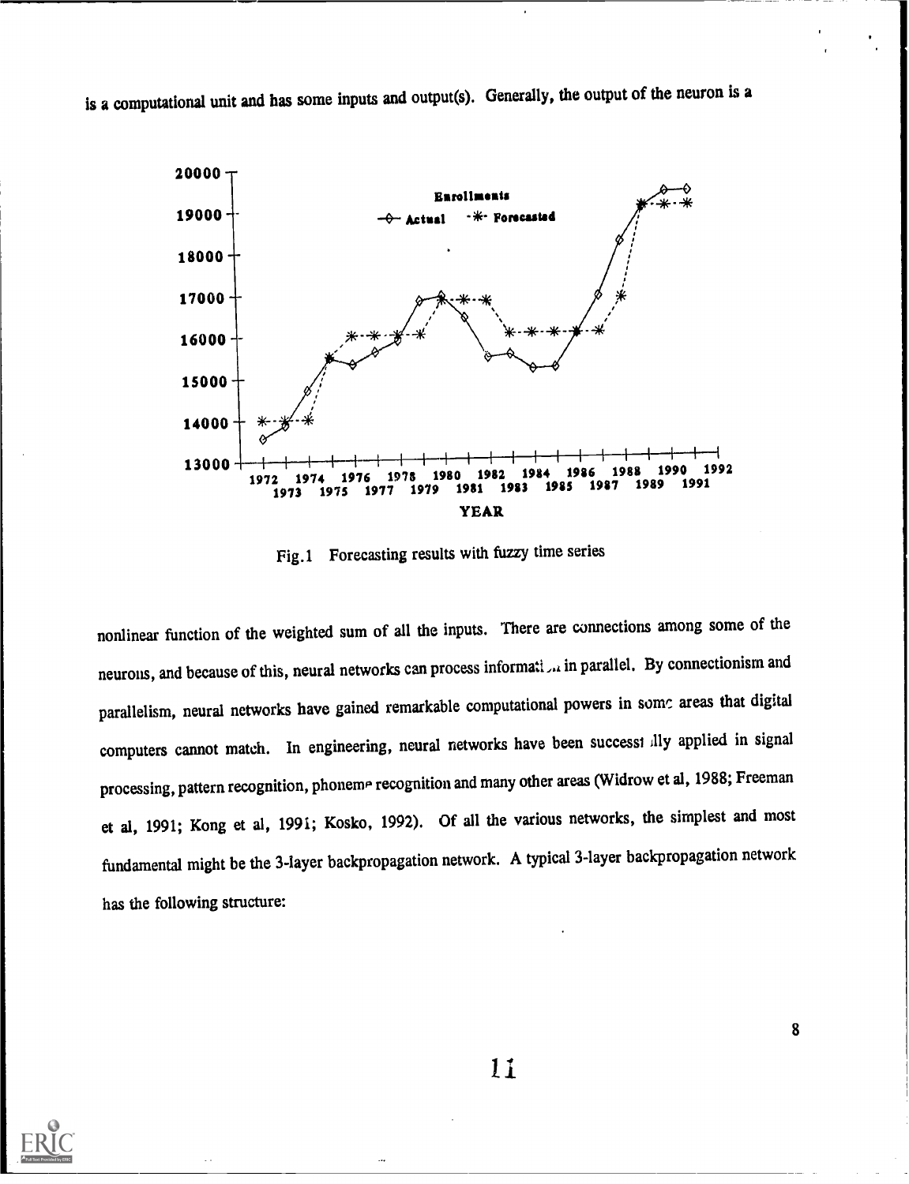is a computational unit and has some inputs and output(s). Generally, the output of the neuron is a

Fig.1 Forecasting results with fuzzy time series

nonlinear function of the weighted sum of all the inputs. There are connections among some of the neurons, and because of this, neural networks can process information in parallel. By connectionism and parallelism, neural networks have gained remarkable computational powers in some areas that digital computers cannot match. In engineering, neural networks have been successfully applied in signal processing, pattern recognition, phoneme recognition and many other areas (Widrow et al, 1988; Freeman et al, 1991; Kong et al, 1991; Kosko, 1992). Of all the various networks, the simplest and most fundamental might be the 3-layer backpropagation network. A typical 3-layer backpropagation network has the following structure: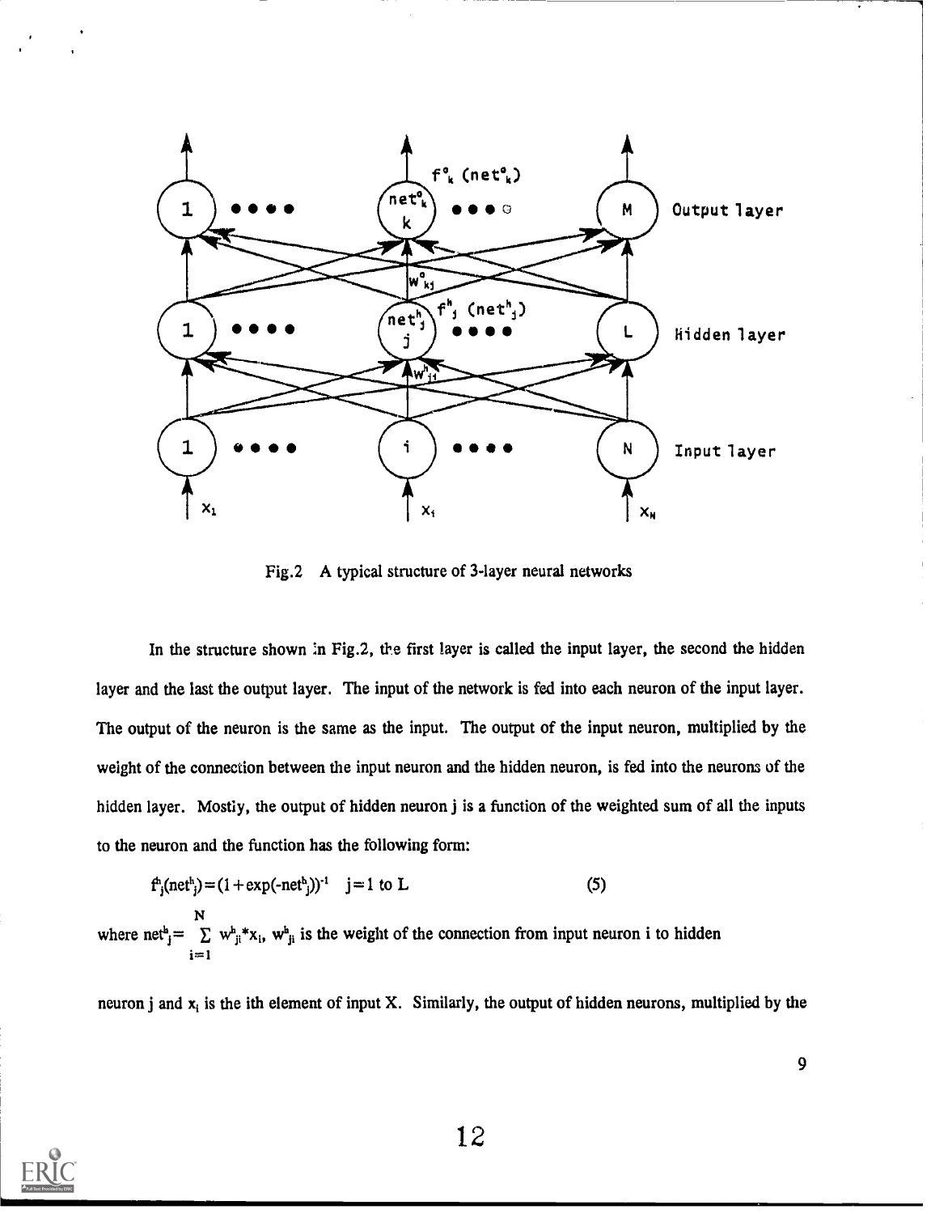Fig.2 A typical structure of 3-layer neural networks

In the structure shown in Fig.2, the first layer is called the input layer, the second the hidden layer and the last the output layer. The input of the network is fed into each neuron of the input layer. The output of the neuron is the same as the input. The output of the input neuron, multiplied by the weight of the connection between the input neuron and the hidden neuron, is fed into the neurons of the hidden layer. Mostly, the output of hidden neuron j is a function of the weighted sum of all the inputs to the neuron and the function has the following form:

$$f^h_j(net^h_j) = (1 + \exp(-net^h_j))^{-1} \quad j = 1 \text{ to } L \qquad (5)$$

where $net^h_j = \sum_{i=1}^{N} w^h_{ji} * x_i$, $w^h_{ji}$ is the weight of the connection from input neuron i to hidden neuron j and $x_i$ is the ith element of input X. Similarly, the output of hidden neurons, multiplied by the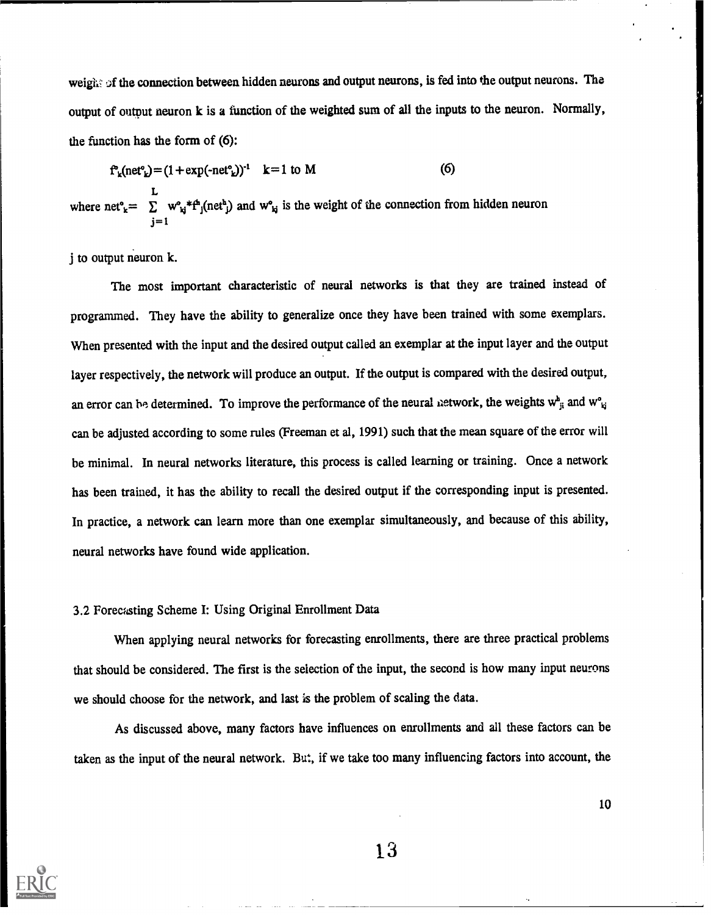weight of the connection between hidden neurons and output neurons, is fed into the output neurons. The output of output neuron k is a function of the weighted sum of all the inputs to the neuron. Normally, the function has the form of (6):

$$f^o_k(net^o_k) = (1+\exp(-net^o_k))^{-1} \quad k=1 \text{ to } M \tag{6}$$

where $net^o_k = \sum_{j=1}^{L} w^o_{kj} * f^h_j(net^h_j)$ and $w^o_{kj}$ is the weight of the connection from hidden neuron j to output neuron k.

The most important characteristic of neural networks is that they are trained instead of programmed. They have the ability to generalize once they have been trained with some exemplars. When presented with the input and the desired output called an exemplar at the input layer and the output layer respectively, the network will produce an output. If the output is compared with the desired output, an error can be determined. To improve the performance of the neural network, the weights $w^h_{ji}$ and $w^o_{kj}$ can be adjusted according to some rules (Freeman et al, 1991) such that the mean square of the error will be minimal. In neural networks literature, this process is called learning or training. Once a network has been trained, it has the ability to recall the desired output if the corresponding input is presented. In practice, a network can learn more than one exemplar simultaneously, and because of this ability, neural networks have found wide application.

### 3.2 Forecasting Scheme I: Using Original Enrollment Data

When applying neural networks for forecasting enrollments, there are three practical problems that should be considered. The first is the selection of the input, the second is how many input neurons we should choose for the network, and last is the problem of scaling the data.

As discussed above, many factors have influences on enrollments and all these factors can be taken as the input of the neural network. But, if we take too many influencing factors into account, the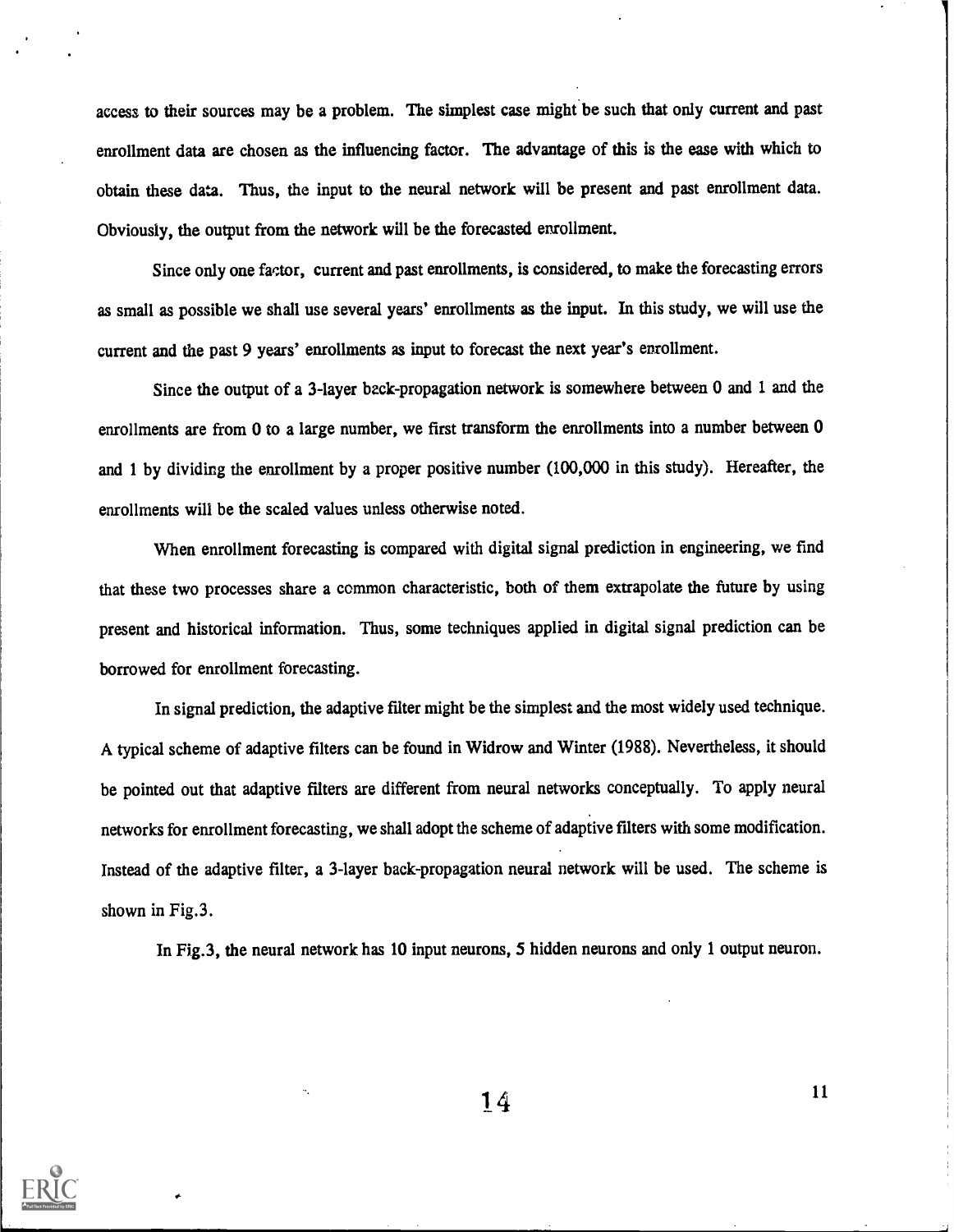access to their sources may be a problem. The simplest case might be such that only current and past enrollment data are chosen as the influencing factor. The advantage of this is the ease with which to obtain these data. Thus, the input to the neural network will be present and past enrollment data. Obviously, the output from the network will be the forecasted enrollment.

Since only one factor, current and past enrollments, is considered, to make the forecasting errors as small as possible we shall use several years' enrollments as the input. In this study, we will use the current and the past 9 years' enrollments as input to forecast the next year's enrollment.

Since the output of a 3-layer back-propagation network is somewhere between 0 and 1 and the enrollments are from 0 to a large number, we first transform the enrollments into a number between 0 and 1 by dividing the enrollment by a proper positive number (100,000 in this study). Hereafter, the enrollments will be the scaled values unless otherwise noted.

When enrollment forecasting is compared with digital signal prediction in engineering, we find that these two processes share a common characteristic, both of them extrapolate the future by using present and historical information. Thus, some techniques applied in digital signal prediction can be borrowed for enrollment forecasting.

In signal prediction, the adaptive filter might be the simplest and the most widely used technique. A typical scheme of adaptive filters can be found in Widrow and Winter (1988). Nevertheless, it should be pointed out that adaptive filters are different from neural networks conceptually. To apply neural networks for enrollment forecasting, we shall adopt the scheme of adaptive filters with some modification. Instead of the adaptive filter, a 3-layer back-propagation neural network will be used. The scheme is shown in Fig.3.

In Fig.3, the neural network has 10 input neurons, 5 hidden neurons and only 1 output neuron.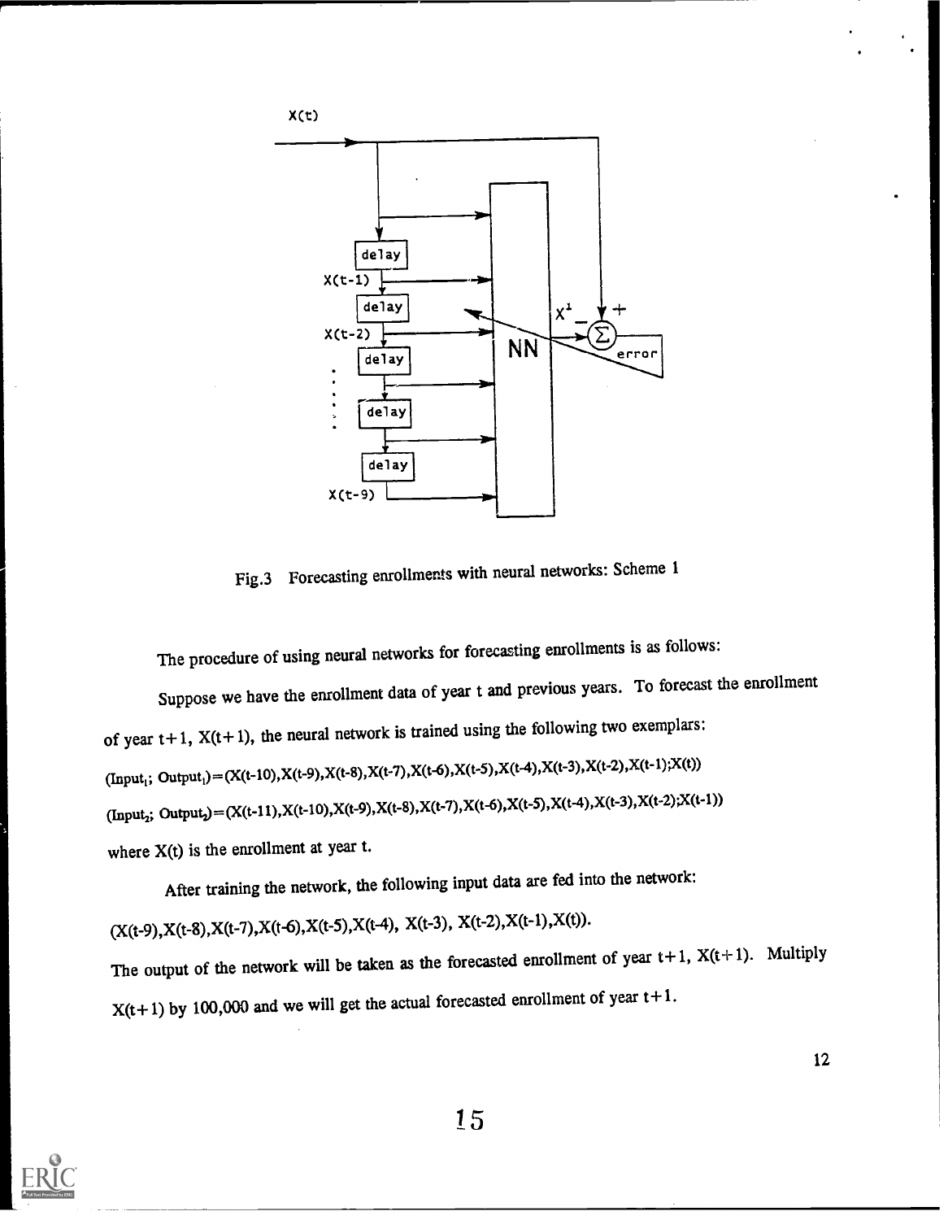Fig.3 Forecasting enrollments with neural networks: Scheme 1

The procedure of using neural networks for forecasting enrollments is as follows:

Suppose we have the enrollment data of year t and previous years. To forecast the enrollment of year t+1, X(t+1), the neural network is trained using the following two exemplars:

$(Input_1; Output_1) = (X(t-10), X(t-9), X(t-8), X(t-7), X(t-6), X(t-5), X(t-4), X(t-3), X(t-2), X(t-1); X(t))$

$(Input_2; Output_2) = (X(t-11), X(t-10), X(t-9), X(t-8), X(t-7), X(t-6), X(t-5), X(t-4), X(t-3), X(t-2); X(t-1))$

where X(t) is the enrollment at year t.

After training the network, the following input data are fed into the network:

(X(t-9),X(t-8),X(t-7),X(t-6),X(t-5),X(t-4), X(t-3), X(t-2),X(t-1),X(t)).

The output of the network will be taken as the forecasted enrollment of year t+1, X(t+1). Multiply X(t+1) by 100,000 and we will get the actual forecasted enrollment of year t+1.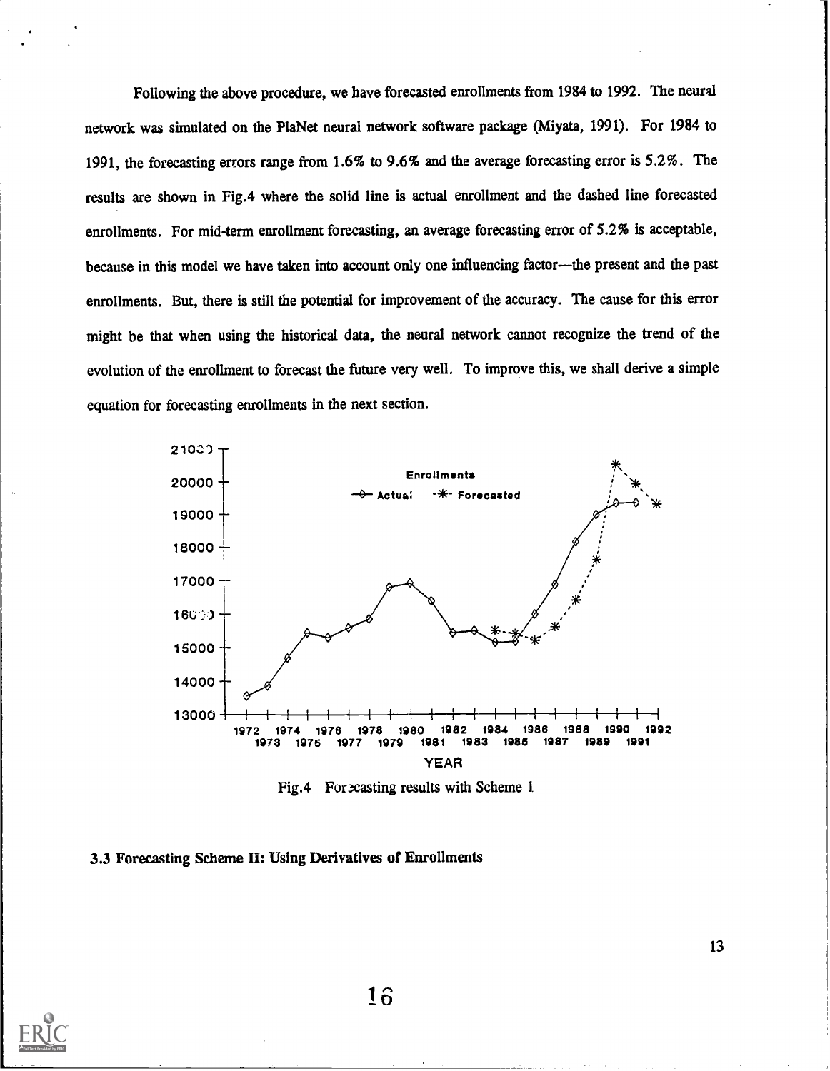Following the above procedure, we have forecasted enrollments from 1984 to 1992. The neural network was simulated on the PlaNet neural network software package (Miyata, 1991). For 1984 to 1991, the forecasting errors range from 1.6% to 9.6% and the average forecasting error is 5.2%. The results are shown in Fig.4 where the solid line is actual enrollment and the dashed line forecasted enrollments. For mid-term enrollment forecasting, an average forecasting error of 5.2% is acceptable, because in this model we have taken into account only one influencing factor—the present and the past enrollments. But, there is still the potential for improvement of the accuracy. The cause for this error might be that when using the historical data, the neural network cannot recognize the trend of the evolution of the enrollment to forecast the future very well. To improve this, we shall derive a simple equation for forecasting enrollments in the next section.

Fig.4 Forecasting results with Scheme 1

### 3.3 Forecasting Scheme II: Using Derivatives of Enrollments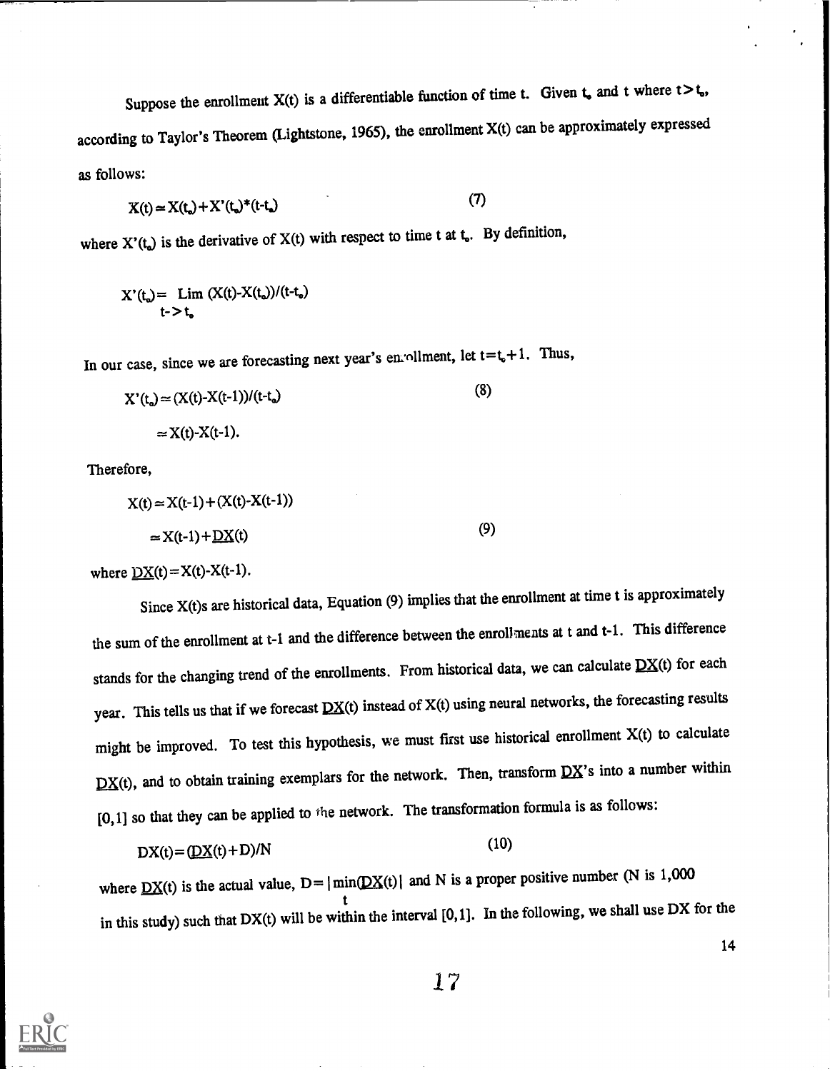Suppose the enrollment $X(t)$ is a differentiable function of time t. Given $t_o$ and t where $t > t_o$, according to Taylor's Theorem (Lightstone, 1965), the enrollment $X(t)$ can be approximately expressed as follows:

$$X(t) \approx X(t_o) + X'(t_o)*(t-t_o) \tag{7}$$

where $X'(t_o)$ is the derivative of $X(t)$ with respect to time t at $t_o$. By definition,

$$X'(t_o) = \lim_{t \to t_o} (X(t)-X(t_o))/(t-t_o)$$

In our case, since we are forecasting next year's enrollment, let $t=t_o+1$. Thus,

$$X'(t_o) \approx (X(t)-X(t-1))/(t-t_o) \tag{8}$$

$$\approx X(t)-X(t-1).$$

Therefore,

$$X(t) \approx X(t-1) + (X(t)-X(t-1))$$

$$\approx X(t-1) + \underline{DX}(t) \tag{9}$$

where $\underline{DX}(t) = X(t)-X(t-1)$.

Since X(t)s are historical data, Equation (9) implies that the enrollment at time t is approximately the sum of the enrollment at t-1 and the difference between the enrollments at t and t-1. This difference stands for the changing trend of the enrollments. From historical data, we can calculate $\underline{DX}(t)$ for each year. This tells us that if we forecast $\underline{DX}(t)$ instead of $X(t)$ using neural networks, the forecasting results might be improved. To test this hypothesis, we must first use historical enrollment $X(t)$ to calculate $\underline{DX}(t)$, and to obtain training exemplars for the network. Then, transform $\underline{DX}$'s into a number within [0,1] so that they can be applied to the network. The transformation formula is as follows:

$$DX(t) = (\underline{DX}(t)+D)/N \tag{10}$$

where $\underline{DX}(t)$ is the actual value, $D = |\min_t(\underline{DX}(t))|$ and N is a proper positive number (N is 1,000 in this study) such that $DX(t)$ will be within the interval [0,1]. In the following, we shall use DX for the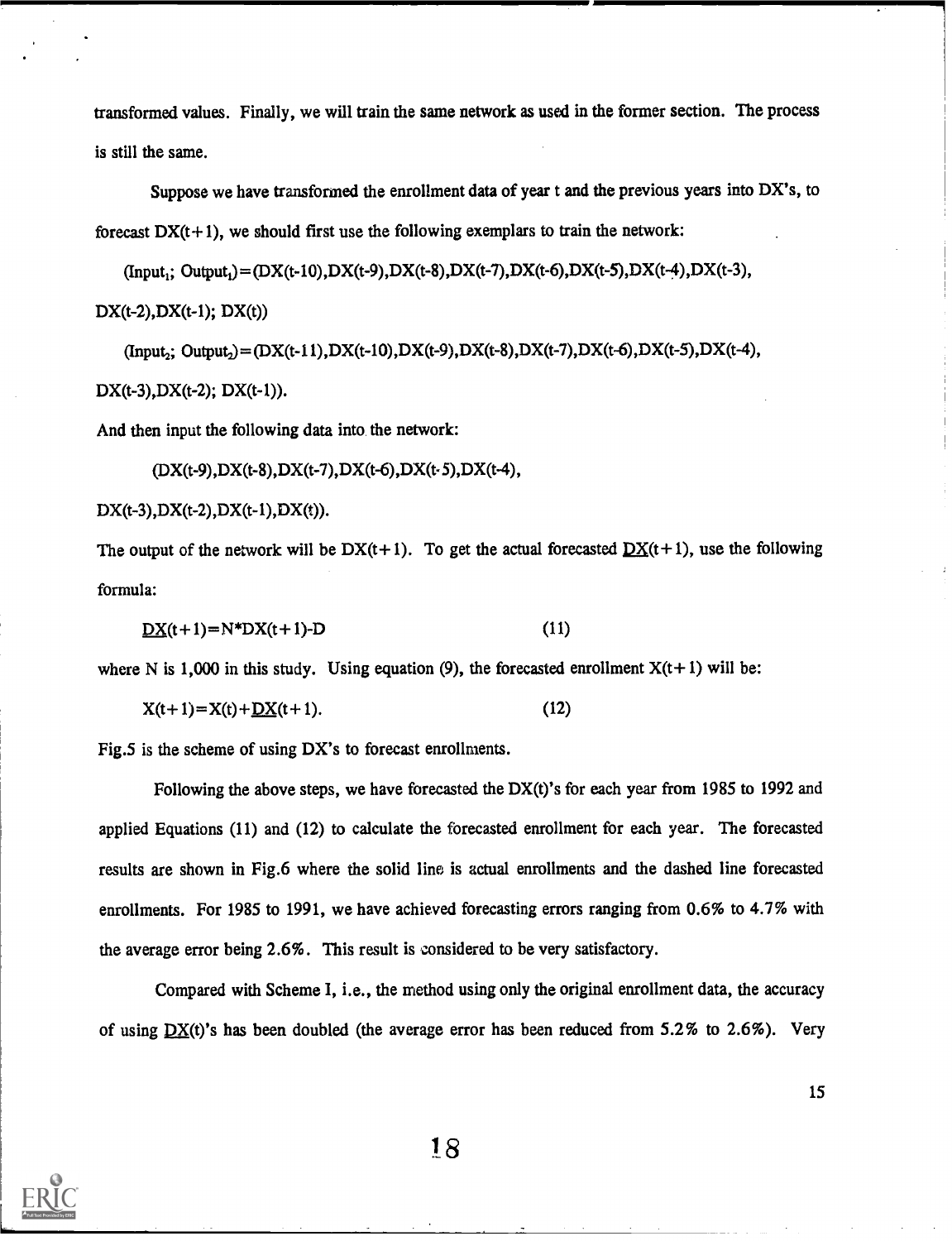transformed values. Finally, we will train the same network as used in the former section. The process is still the same.

Suppose we have transformed the enrollment data of year t and the previous years into DX's, to forecast DX(t+1), we should first use the following exemplars to train the network:

$(Input_1; Output_1) = (DX(t-10), DX(t-9), DX(t-8), DX(t-7), DX(t-6), DX(t-5), DX(t-4), DX(t-3), DX(t-2), DX(t-1); DX(t))$

$(Input_2; Output_2) = (DX(t-11), DX(t-10), DX(t-9), DX(t-8), DX(t-7), DX(t-6), DX(t-5), DX(t-4), DX(t-3), DX(t-2); DX(t-1))$.

And then input the following data into the network:

$(DX(t-9), DX(t-8), DX(t-7), DX(t-6), DX(t-5), DX(t-4), DX(t-3), DX(t-2), DX(t-1), DX(t))$.

The output of the network will be DX(t+1). To get the actual forecasted $\underline{DX}(t+1)$, use the following formula:

$$\underline{DX}(t+1) = N^*DX(t+1) - D \tag{11}$$

where N is 1,000 in this study. Using equation (9), the forecasted enrollment X(t+1) will be:

$$X(t+1) = X(t) + \underline{DX}(t+1). \tag{12}$$

Fig.5 is the scheme of using DX's to forecast enrollments.

Following the above steps, we have forecasted the DX(t)'s for each year from 1985 to 1992 and applied Equations (11) and (12) to calculate the forecasted enrollment for each year. The forecasted results are shown in Fig.6 where the solid line is actual enrollments and the dashed line forecasted enrollments. For 1985 to 1991, we have achieved forecasting errors ranging from 0.6% to 4.7% with the average error being 2.6%. This result is considered to be very satisfactory.

Compared with Scheme I, i.e., the method using only the original enrollment data, the accuracy of using $\underline{DX}(t)$'s has been doubled (the average error has been reduced from 5.2% to 2.6%). Very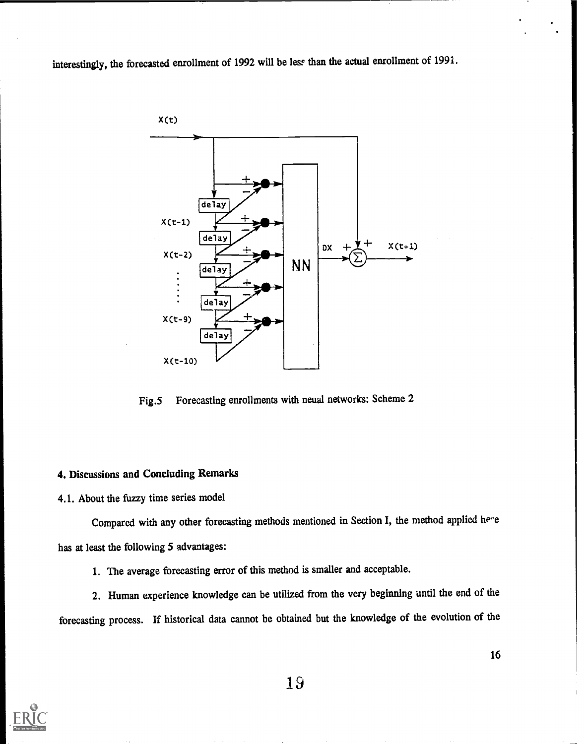interestingly, the forecasted enrollment of 1992 will be less than the actual enrollment of 1991.

Fig.5 Forecasting enrollments with neual networks: Scheme 2

## 4. Discussions and Concluding Remarks

### 4.1. About the fuzzy time series model

Compared with any other forecasting methods mentioned in Section I, the method applied here has at least the following 5 advantages:

1. The average forecasting error of this method is smaller and acceptable.

2. Human experience knowledge can be utilized from the very beginning until the end of the forecasting process. If historical data cannot be obtained but the knowledge of the evolution of the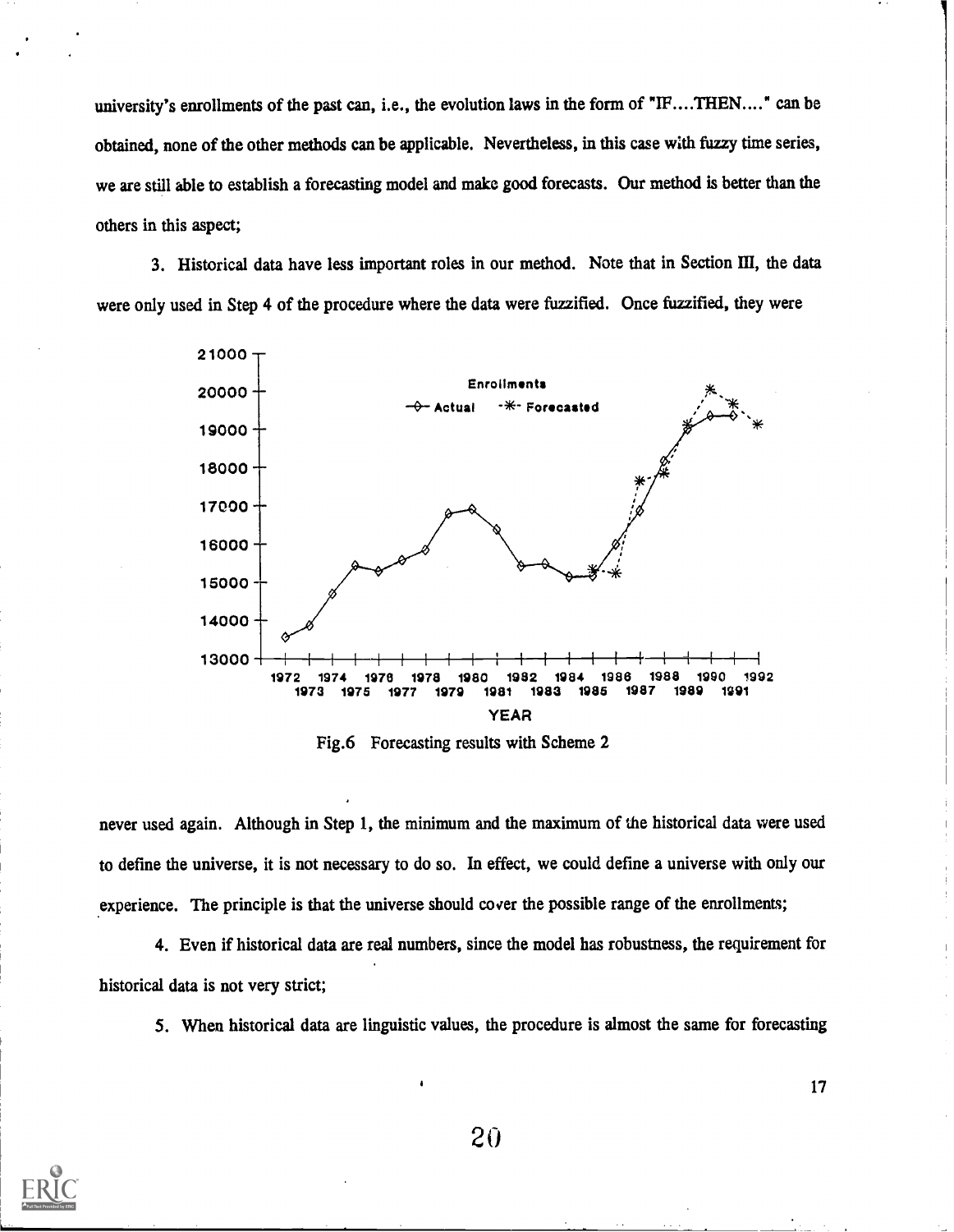university's enrollments of the past can, i.e., the evolution laws in the form of "IF....THEN...." can be obtained, none of the other methods can be applicable. Nevertheless, in this case with fuzzy time series, we are still able to establish a forecasting model and make good forecasts. Our method is better than the others in this aspect;

3. Historical data have less important roles in our method. Note that in Section III, the data were only used in Step 4 of the procedure where the data were fuzzified. Once fuzzified, they were

Fig.6 Forecasting results with Scheme 2

never used again. Although in Step 1, the minimum and the maximum of the historical data were used to define the universe, it is not necessary to do so. In effect, we could define a universe with only our experience. The principle is that the universe should cover the possible range of the enrollments;

4. Even if historical data are real numbers, since the model has robustness, the requirement for historical data is not very strict;

5. When historical data are linguistic values, the procedure is almost the same for forecasting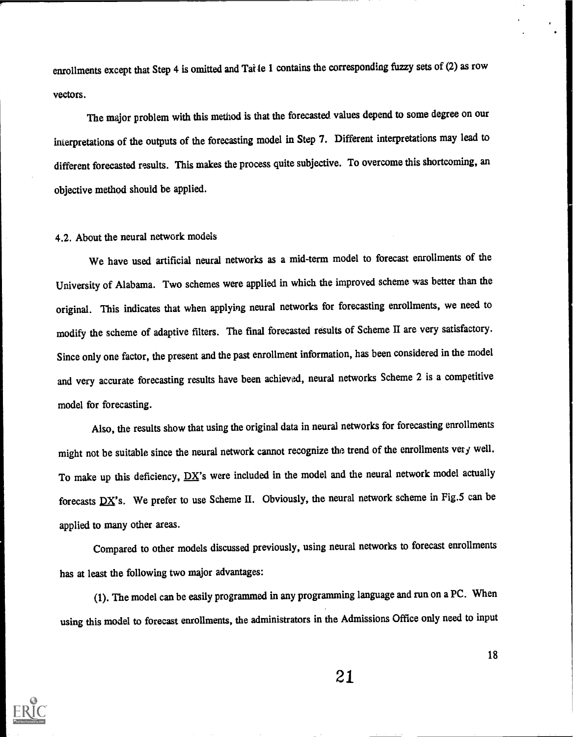enrollments except that Step 4 is omitted and Table 1 contains the corresponding fuzzy sets of (2) as row vectors.

The major problem with this method is that the forecasted values depend to some degree on our interpretations of the outputs of the forecasting model in Step 7. Different interpretations may lead to different forecasted results. This makes the process quite subjective. To overcome this shortcoming, an objective method should be applied.

### 4.2. About the neural network models

We have used artificial neural networks as a mid-term model to forecast enrollments of the University of Alabama. Two schemes were applied in which the improved scheme was better than the original. This indicates that when applying neural networks for forecasting enrollments, we need to modify the scheme of adaptive filters. The final forecasted results of Scheme II are very satisfactory. Since only one factor, the present and the past enrollment information, has been considered in the model and very accurate forecasting results have been achieved, neural networks Scheme 2 is a competitive model for forecasting.

Also, the results show that using the original data in neural networks for forecasting enrollments might not be suitable since the neural network cannot recognize the trend of the enrollments very well. To make up this deficiency, DX's were included in the model and the neural network model actually forecasts DX's. We prefer to use Scheme II. Obviously, the neural network scheme in Fig.5 can be applied to many other areas.

Compared to other models discussed previously, using neural networks to forecast enrollments has at least the following two major advantages:

(1). The model can be easily programmed in any programming language and run on a PC. When using this model to forecast enrollments, the administrators in the Admissions Office only need to input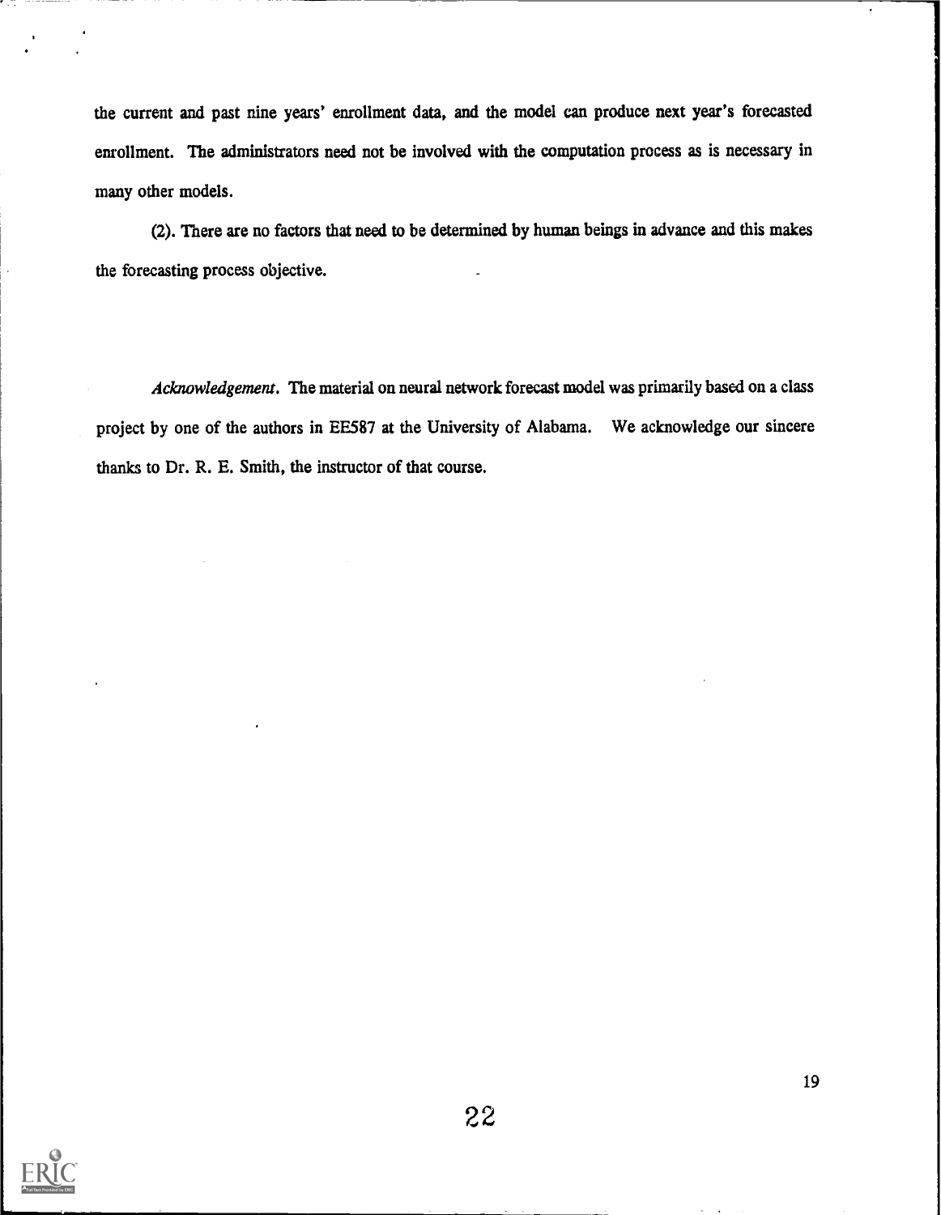the current and past nine years' enrollment data, and the model can produce next year's forecasted enrollment. The administrators need not be involved with the computation process as is necessary in many other models.

(2). There are no factors that need to be determined by human beings in advance and this makes the forecasting process objective.

*Acknowledgement.* The material on neural network forecast model was primarily based on a class project by one of the authors in EE587 at the University of Alabama. We acknowledge our sincere thanks to Dr. R. E. Smith, the instructor of that course.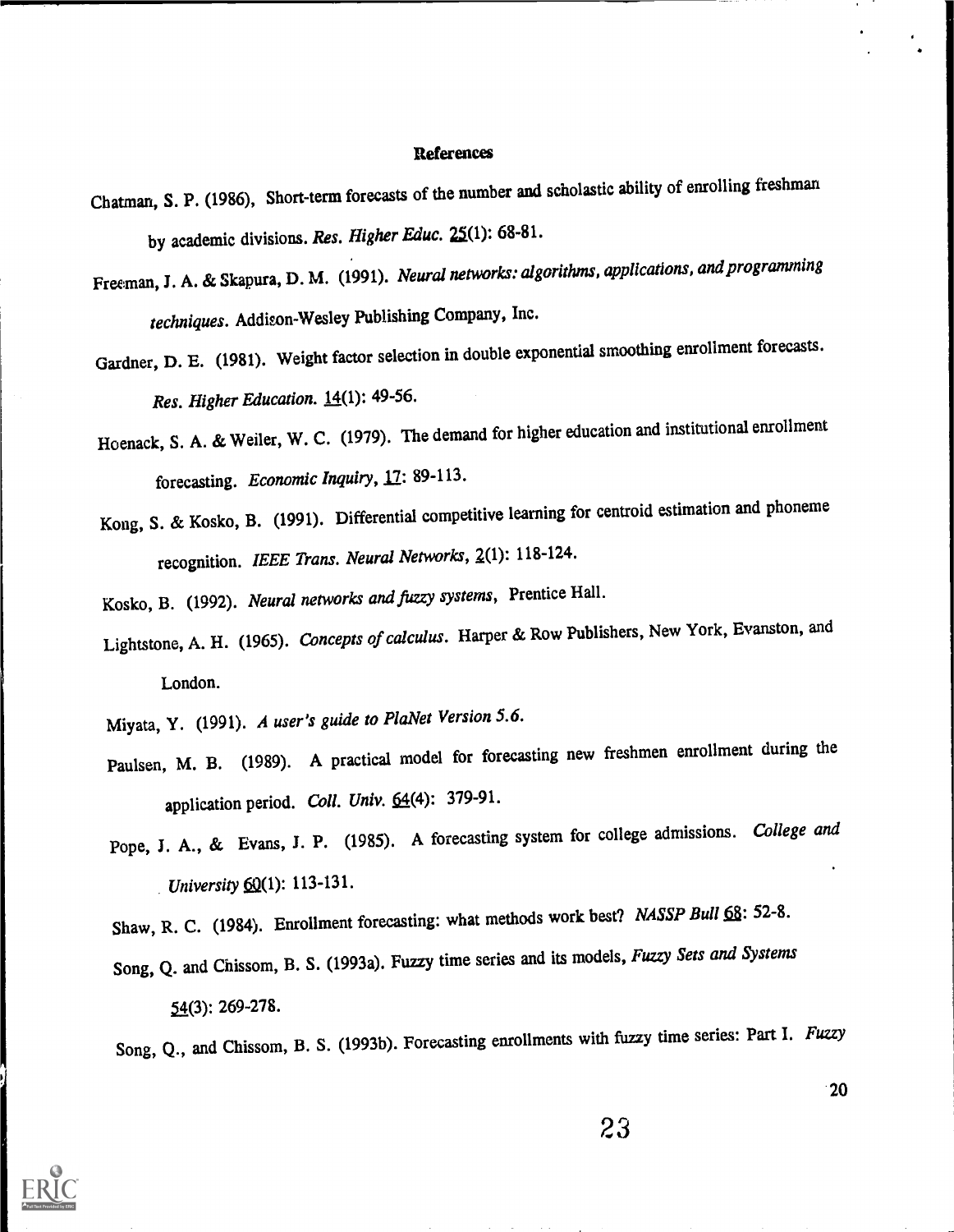## References

Chatman, S. P. (1986), Short-term forecasts of the number and scholastic ability of enrolling freshman by academic divisions. *Res. Higher Educ.* 25(1): 68-81.

Freeman, J. A. & Skapura, D. M. (1991). *Neural networks: algorithms, applications, and programming techniques*. Addison-Wesley Publishing Company, Inc.

Gardner, D. E. (1981). Weight factor selection in double exponential smoothing enrollment forecasts. *Res. Higher Education.* 14(1): 49-56.

Hoenack, S. A. & Weiler, W. C. (1979). The demand for higher education and institutional enrollment forecasting. *Economic Inquiry*, 17: 89-113.

Kong, S. & Kosko, B. (1991). Differential competitive learning for centroid estimation and phoneme recognition. *IEEE Trans. Neural Networks*, 2(1): 118-124.

Kosko, B. (1992). *Neural networks and fuzzy systems*, Prentice Hall.

Lightstone, A. H. (1965). *Concepts of calculus*. Harper & Row Publishers, New York, Evanston, and London.

Miyata, Y. (1991). *A user's guide to PlaNet Version 5.6.*

Paulsen, M. B. (1989). A practical model for forecasting new freshmen enrollment during the application period. *Coll. Univ.* 64(4): 379-91.

Pope, J. A., & Evans, J. P. (1985). A forecasting system for college admissions. *College and University* 60(1): 113-131.

Shaw, R. C. (1984). Enrollment forecasting: what methods work best? *NASSP Bull* 68: 52-8.

Song, Q. and Chissom, B. S. (1993a). Fuzzy time series and its models, *Fuzzy Sets and Systems* 54(3): 269-278.

Song, Q., and Chissom, B. S. (1993b). Forecasting enrollments with fuzzy time series: Part I. *Fuzzy*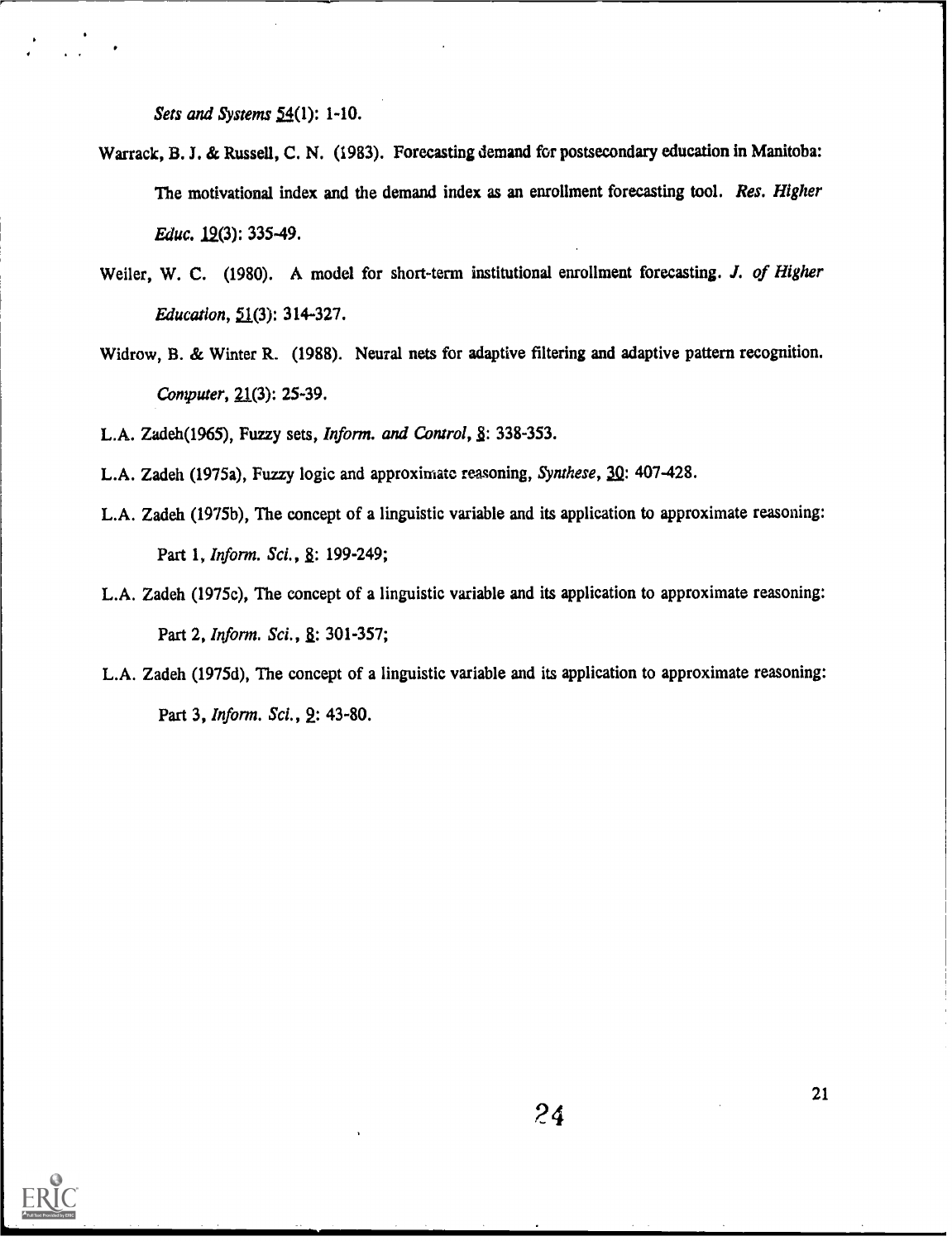*Sets and Systems* 54(1): 1-10.

Warrack, B. J. & Russell, C. N. (1983). Forecasting demand for postsecondary education in Manitoba: The motivational index and the demand index as an enrollment forecasting tool. *Res. Higher Educ.* 19(3): 335-49.

Weiler, W. C. (1980). A model for short-term institutional enrollment forecasting. *J. of Higher Education*, 51(3): 314-327.

Widrow, B. & Winter R. (1988). Neural nets for adaptive filtering and adaptive pattern recognition. *Computer*, 21(3): 25-39.

L.A. Zadeh(1965), Fuzzy sets, *Inform. and Control*, 8: 338-353.

L.A. Zadeh (1975a), Fuzzy logic and approximate reasoning, *Synthese*, 30: 407-428.

L.A. Zadeh (1975b), The concept of a linguistic variable and its application to approximate reasoning: Part 1, *Inform. Sci.*, 8: 199-249;

L.A. Zadeh (1975c), The concept of a linguistic variable and its application to approximate reasoning: Part 2, *Inform. Sci.*, 8: 301-357;

L.A. Zadeh (1975d), The concept of a linguistic variable and its application to approximate reasoning: Part 3, *Inform. Sci.*, 9: 43-80.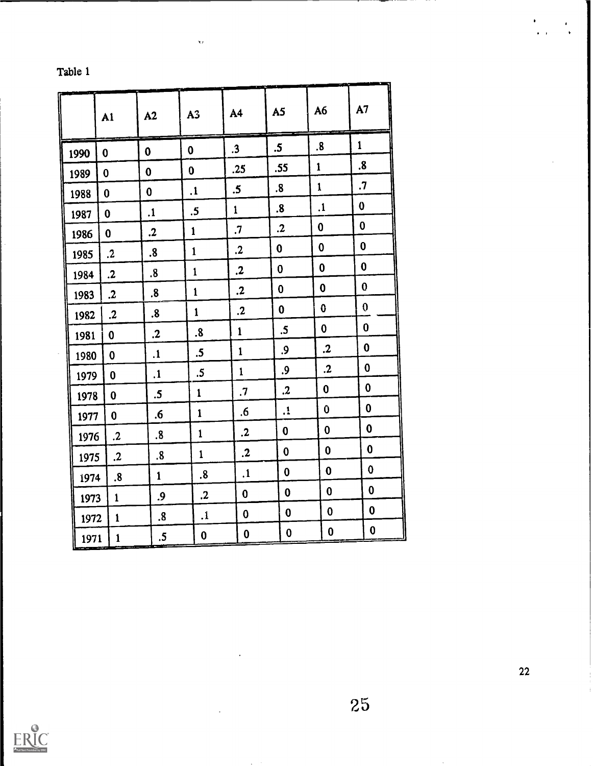Table 1

| | A1 | A2 | A3 | A4 | A5 | A6 | A7 |
|---|---|---|---|---|---|---|---|
| 1990 | 0 | 0 | 0 | .3 | .5 | .8 | 1 |
| 1989 | 0 | 0 | 0 | .25 | .55 | 1 | .8 |
| 1988 | 0 | 0 | .1 | .5 | .8 | 1 | .7 |
| 1987 | 0 | .1 | .5 | 1 | .8 | .1 | 0 |
| 1986 | 0 | .2 | 1 | .7 | .2 | 0 | 0 |
| 1985 | .2 | .8 | 1 | .2 | 0 | 0 | 0 |
| 1984 | .2 | .8 | 1 | .2 | 0 | 0 | 0 |
| 1983 | .2 | .8 | 1 | .2 | 0 | 0 | 0 |
| 1982 | .2 | .8 | 1 | .2 | 0 | 0 | 0 |
| 1981 | 0 | .2 | .8 | 1 | .5 | 0 | 0 |
| 1980 | 0 | .1 | .5 | 1 | .9 | .2 | 0 |
| 1979 | 0 | .1 | .5 | 1 | .9 | .2 | 0 |
| 1978 | 0 | .5 | 1 | .7 | .2 | 0 | 0 |
| 1977 | 0 | .6 | 1 | .6 | .1 | 0 | 0 |
| 1976 | .2 | .8 | 1 | .2 | 0 | 0 | 0 |
| 1975 | .2 | .8 | 1 | .2 | 0 | 0 | 0 |
| 1974 | .8 | 1 | .8 | .1 | 0 | 0 | 0 |
| 1973 | 1 | .9 | .2 | 0 | 0 | 0 | 0 |
| 1972 | 1 | .8 | .1 | 0 | 0 | 0 | 0 |
| 1971 | 1 | .5 | 0 | 0 | 0 | 0 | 0 |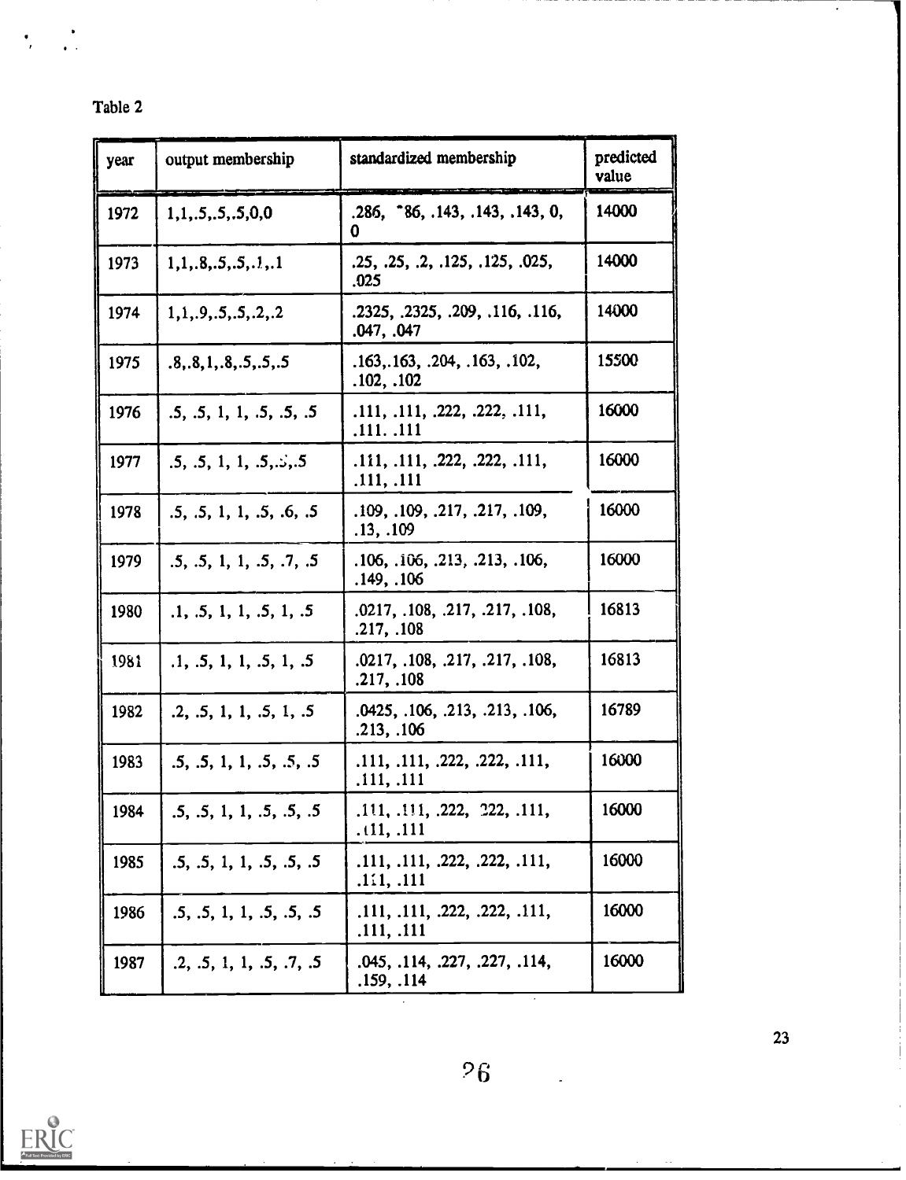Table 2

| year | output membership | standardized membership | predicted value |
|---|---|---|---|
| 1972 | 1,1,.5,.5,.5,0,0 | .286, .286, .143, .143, .143, 0, 0 | 14000 |
| 1973 | 1,1,.8,.5,.5,.1,.1 | .25, .25, .2, .125, .125, .025, .025 | 14000 |
| 1974 | 1,1,.9,.5,.5,.2,.2 | .2325, .2325, .209, .116, .116, .047, .047 | 14000 |
| 1975 | .8,.8,1,.8,.5,.5,.5 | .163,.163, .204, .163, .102, .102, .102 | 15500 |
| 1976 | .5, .5, 1, 1, .5, .5, .5 | .111, .111, .222, .222, .111, .111. .111 | 16000 |
| 1977 | .5, .5, 1, 1, .5,.5,.5 | .111, .111, .222, .222, .111, .111, .111 | 16000 |
| 1978 | .5, .5, 1, 1, .5, .6, .5 | .109, .109, .217, .217, .109, .13, .109 | 16000 |
| 1979 | .5, .5, 1, 1, .5, .7, .5 | .106, .106, .213, .213, .106, .149, .106 | 16000 |
| 1980 | .1, .5, 1, 1, .5, 1, .5 | .0217, .108, .217, .217, .108, .217, .108 | 16813 |
| 1981 | .1, .5, 1, 1, .5, 1, .5 | .0217, .108, .217, .217, .108, .217, .108 | 16813 |
| 1982 | .2, .5, 1, 1, .5, 1, .5 | .0425, .106, .213, .213, .106, .213, .106 | 16789 |
| 1983 | .5, .5, 1, 1, .5, .5, .5 | .111, .111, .222, .222, .111, .111, .111 | 16000 |
| 1984 | .5, .5, 1, 1, .5, .5, .5 | .111, .111, .222, .222, .111, .111, .111 | 16000 |
| 1985 | .5, .5, 1, 1, .5, .5, .5 | .111, .111, .222, .222, .111, .111, .111 | 16000 |
| 1986 | .5, .5, 1, 1, .5, .5, .5 | .111, .111, .222, .222, .111, .111, .111 | 16000 |
| 1987 | .2, .5, 1, 1, .5, .7, .5 | .045, .114, .227, .227, .114, .159, .114 | 16000 |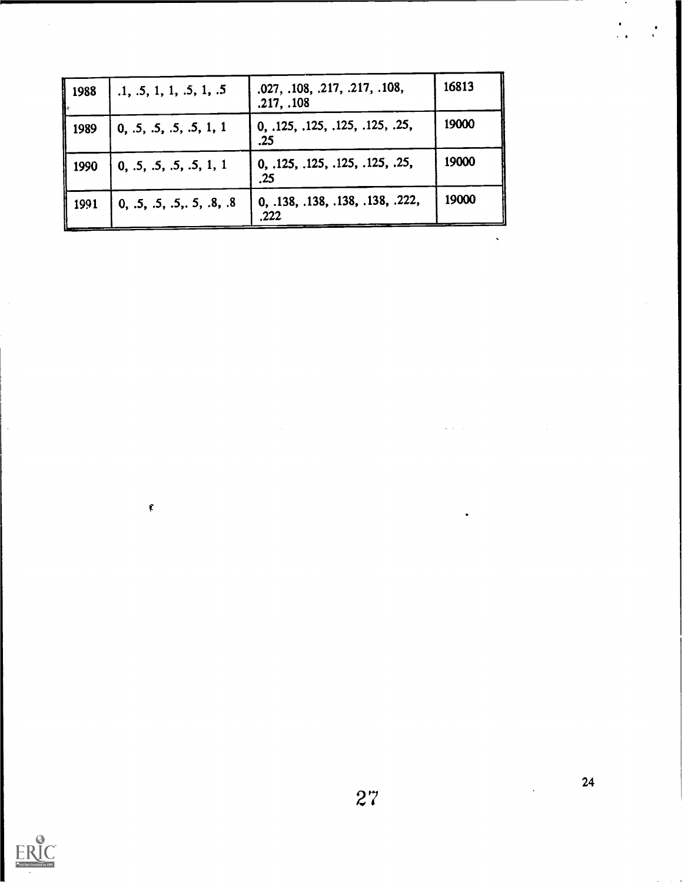| | | | |
|---|---|---|---|
| 1988 | .1, .5, 1, 1, .5, 1, .5 | .027, .108, .217, .217, .108, .217, .108 | 16813 |
| 1989 | 0, .5, .5, .5, .5, 1, 1 | 0, .125, .125, .125, .125, .25, .25 | 19000 |
| 1990 | 0, .5, .5, .5, .5, 1, 1 | 0, .125, .125, .125, .125, .25, .25 | 19000 |
| 1991 | 0, .5, .5, .5,. 5, .8, .8 | 0, .138, .138, .138, .138, .222, .222 | 19000 |